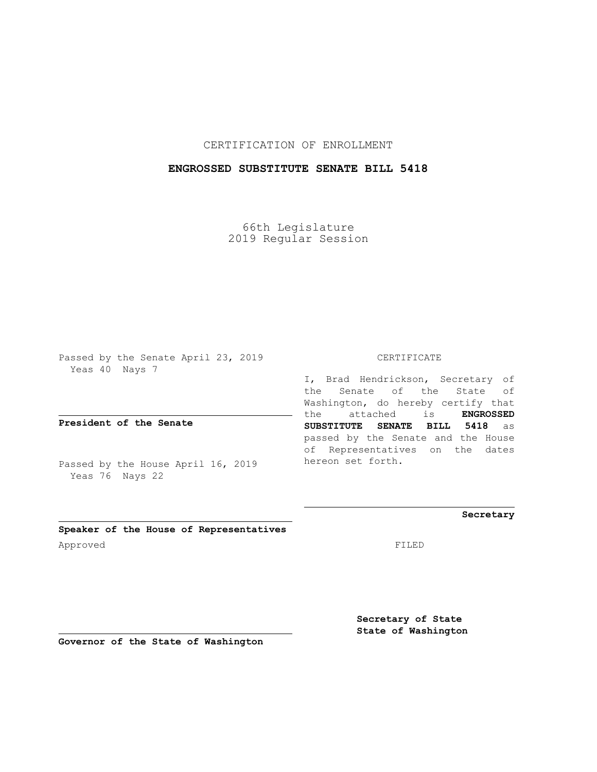CERTIFICATION OF ENROLLMENT

**ENGROSSED SUBSTITUTE SENATE BILL 5418**

66th Legislature
2019 Regular Session

Passed by the Senate April 23, 2019
Yeas 40 Nays 7

**President of the Senate**

Passed by the House April 16, 2019
Yeas 76 Nays 22

**Speaker of the House of Representatives**

Approved

**Governor of the State of Washington**

CERTIFICATE

I, Brad Hendrickson, Secretary of the Senate of the State of Washington, do hereby certify that the attached is **ENGROSSED SUBSTITUTE SENATE BILL 5418** as passed by the Senate and the House of Representatives on the dates hereon set forth.

**Secretary**

FILED

**Secretary of State**
**State of Washington**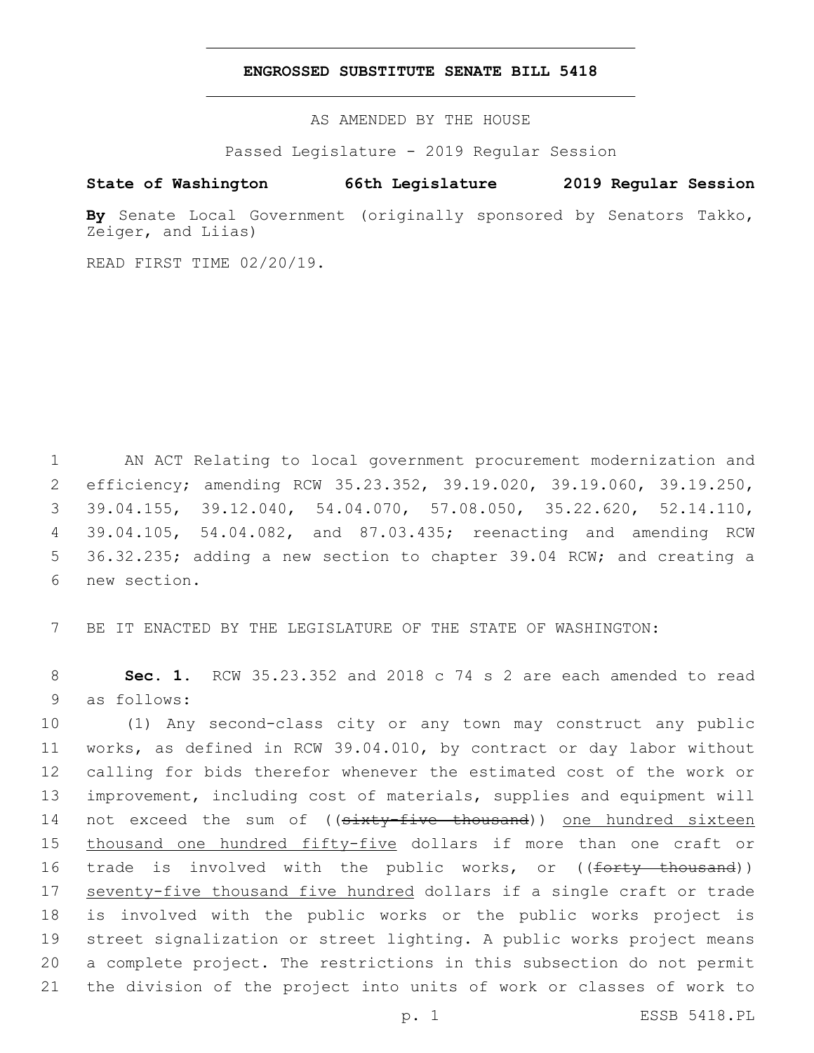# ENGROSSED SUBSTITUTE SENATE BILL 5418

AS AMENDED BY THE HOUSE

Passed Legislature - 2019 Regular Session

**State of Washington 66th Legislature 2019 Regular Session**

**By** Senate Local Government (originally sponsored by Senators Takko, Zeiger, and Liias)

READ FIRST TIME 02/20/19.

AN ACT Relating to local government procurement modernization and efficiency; amending RCW 35.23.352, 39.19.020, 39.19.060, 39.19.250, 39.04.155, 39.12.040, 54.04.070, 57.08.050, 35.22.620, 52.14.110, 39.04.105, 54.04.082, and 87.03.435; reenacting and amending RCW 36.32.235; adding a new section to chapter 39.04 RCW; and creating a new section.

BE IT ENACTED BY THE LEGISLATURE OF THE STATE OF WASHINGTON:

**Sec. 1.** RCW 35.23.352 and 2018 c 74 s 2 are each amended to read as follows:

(1) Any second-class city or any town may construct any public works, as defined in RCW 39.04.010, by contract or day labor without calling for bids therefor whenever the estimated cost of the work or improvement, including cost of materials, supplies and equipment will not exceed the sum of ((~~sixty-five thousand~~)) <u>one hundred sixteen thousand one hundred fifty-five</u> dollars if more than one craft or trade is involved with the public works, or ((~~forty thousand~~)) <u>seventy-five thousand five hundred</u> dollars if a single craft or trade is involved with the public works or the public works project is street signalization or street lighting. A public works project means a complete project. The restrictions in this subsection do not permit the division of the project into units of work or classes of work to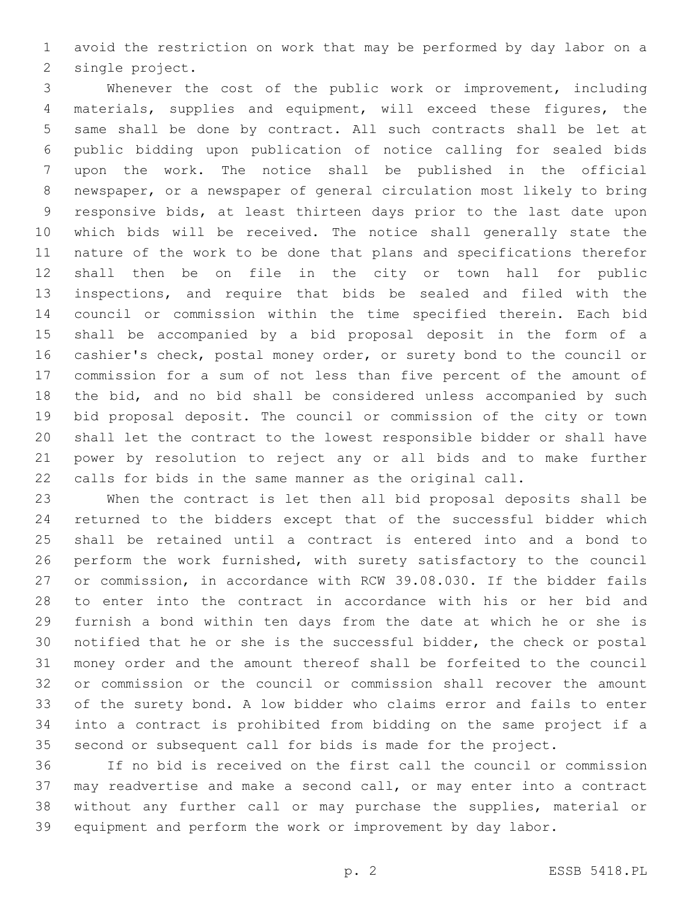avoid the restriction on work that may be performed by day labor on a single project.

Whenever the cost of the public work or improvement, including materials, supplies and equipment, will exceed these figures, the same shall be done by contract. All such contracts shall be let at public bidding upon publication of notice calling for sealed bids upon the work. The notice shall be published in the official newspaper, or a newspaper of general circulation most likely to bring responsive bids, at least thirteen days prior to the last date upon which bids will be received. The notice shall generally state the nature of the work to be done that plans and specifications therefor shall then be on file in the city or town hall for public inspections, and require that bids be sealed and filed with the council or commission within the time specified therein. Each bid shall be accompanied by a bid proposal deposit in the form of a cashier's check, postal money order, or surety bond to the council or commission for a sum of not less than five percent of the amount of the bid, and no bid shall be considered unless accompanied by such bid proposal deposit. The council or commission of the city or town shall let the contract to the lowest responsible bidder or shall have power by resolution to reject any or all bids and to make further calls for bids in the same manner as the original call.

When the contract is let then all bid proposal deposits shall be returned to the bidders except that of the successful bidder which shall be retained until a contract is entered into and a bond to perform the work furnished, with surety satisfactory to the council or commission, in accordance with RCW 39.08.030. If the bidder fails to enter into the contract in accordance with his or her bid and furnish a bond within ten days from the date at which he or she is notified that he or she is the successful bidder, the check or postal money order and the amount thereof shall be forfeited to the council or commission or the council or commission shall recover the amount of the surety bond. A low bidder who claims error and fails to enter into a contract is prohibited from bidding on the same project if a second or subsequent call for bids is made for the project.

If no bid is received on the first call the council or commission may readvertise and make a second call, or may enter into a contract without any further call or may purchase the supplies, material or equipment and perform the work or improvement by day labor.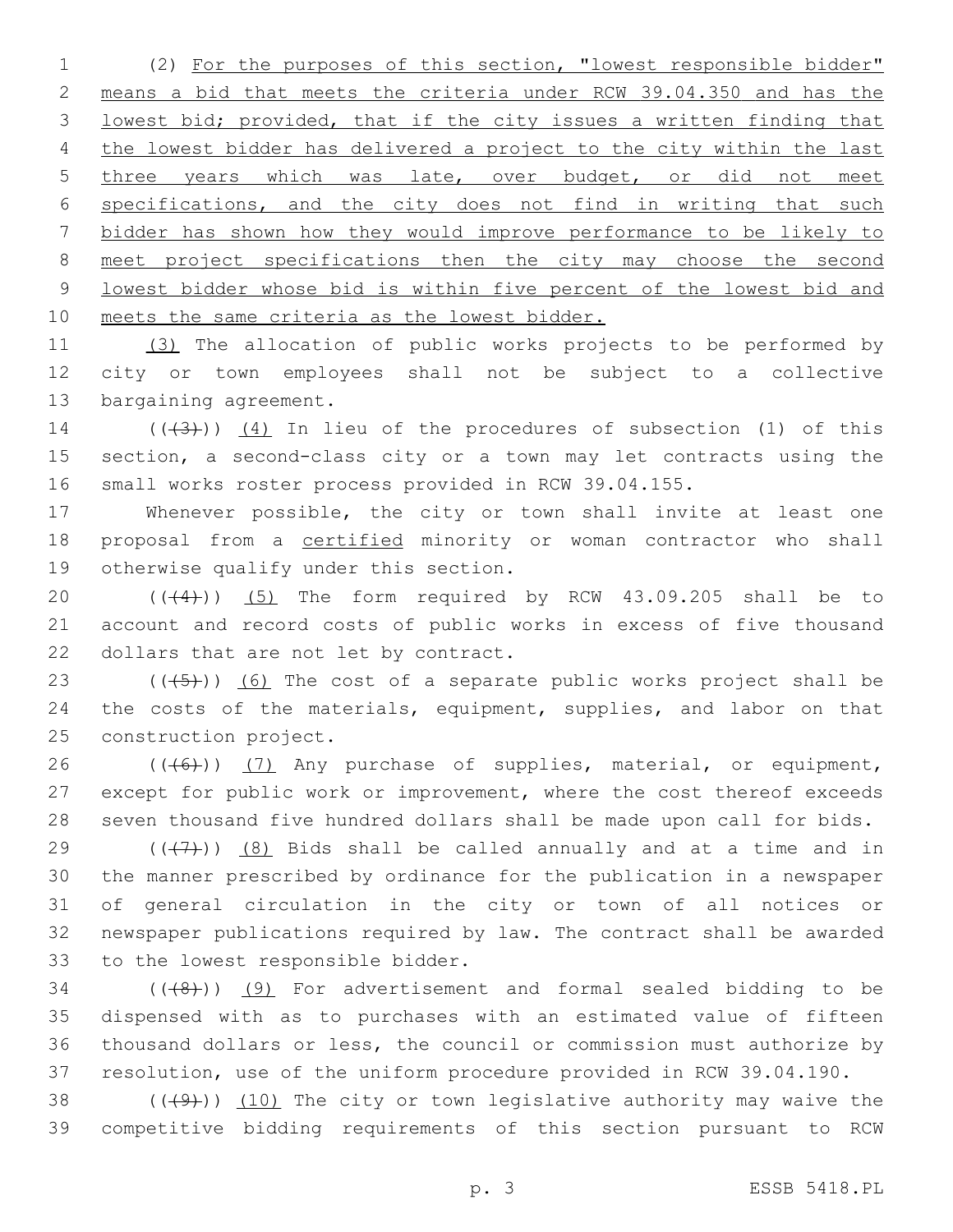(2) For the purposes of this section, "lowest responsible bidder" means a bid that meets the criteria under RCW 39.04.350 and has the lowest bid; provided, that if the city issues a written finding that the lowest bidder has delivered a project to the city within the last three years which was late, over budget, or did not meet specifications, and the city does not find in writing that such bidder has shown how they would improve performance to be likely to meet project specifications then the city may choose the second lowest bidder whose bid is within five percent of the lowest bid and meets the same criteria as the lowest bidder.

(3) The allocation of public works projects to be performed by city or town employees shall not be subject to a collective bargaining agreement.

(((3))) (4) In lieu of the procedures of subsection (1) of this section, a second-class city or a town may let contracts using the small works roster process provided in RCW 39.04.155.

Whenever possible, the city or town shall invite at least one proposal from a certified minority or woman contractor who shall otherwise qualify under this section.

(((4))) (5) The form required by RCW 43.09.205 shall be to account and record costs of public works in excess of five thousand dollars that are not let by contract.

(((5))) (6) The cost of a separate public works project shall be the costs of the materials, equipment, supplies, and labor on that construction project.

(((6))) (7) Any purchase of supplies, material, or equipment, except for public work or improvement, where the cost thereof exceeds seven thousand five hundred dollars shall be made upon call for bids.

(((7))) (8) Bids shall be called annually and at a time and in the manner prescribed by ordinance for the publication in a newspaper of general circulation in the city or town of all notices or newspaper publications required by law. The contract shall be awarded to the lowest responsible bidder.

(((8))) (9) For advertisement and formal sealed bidding to be dispensed with as to purchases with an estimated value of fifteen thousand dollars or less, the council or commission must authorize by resolution, use of the uniform procedure provided in RCW 39.04.190.

(((9))) (10) The city or town legislative authority may waive the competitive bidding requirements of this section pursuant to RCW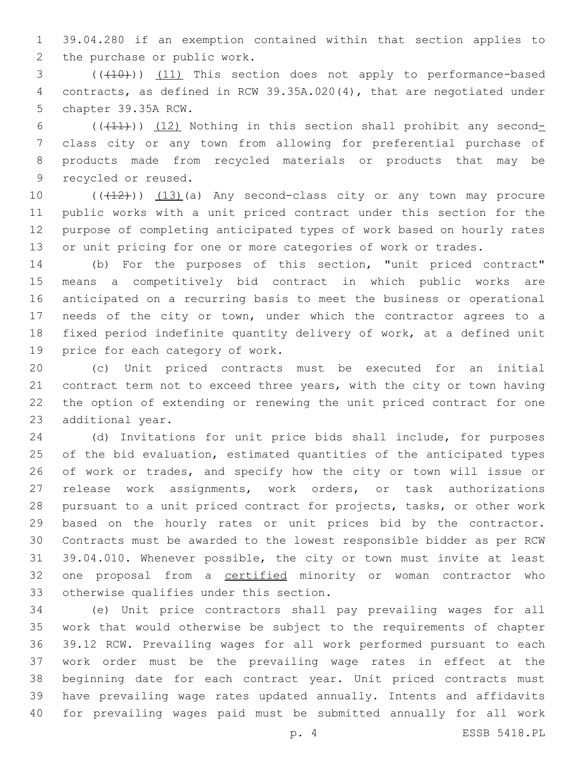39.04.280 if an exemption contained within that section applies to the purchase or public work.

((~~(10)~~)) (11) This section does not apply to performance-based contracts, as defined in RCW 39.35A.020(4), that are negotiated under chapter 39.35A RCW.

((~~(11)~~)) (12) Nothing in this section shall prohibit any second-class city or any town from allowing for preferential purchase of products made from recycled materials or products that may be recycled or reused.

((~~(12)~~)) (13)(a) Any second-class city or any town may procure public works with a unit priced contract under this section for the purpose of completing anticipated types of work based on hourly rates or unit pricing for one or more categories of work or trades.

(b) For the purposes of this section, "unit priced contract" means a competitively bid contract in which public works are anticipated on a recurring basis to meet the business or operational needs of the city or town, under which the contractor agrees to a fixed period indefinite quantity delivery of work, at a defined unit price for each category of work.

(c) Unit priced contracts must be executed for an initial contract term not to exceed three years, with the city or town having the option of extending or renewing the unit priced contract for one additional year.

(d) Invitations for unit price bids shall include, for purposes of the bid evaluation, estimated quantities of the anticipated types of work or trades, and specify how the city or town will issue or release work assignments, work orders, or task authorizations pursuant to a unit priced contract for projects, tasks, or other work based on the hourly rates or unit prices bid by the contractor. Contracts must be awarded to the lowest responsible bidder as per RCW 39.04.010. Whenever possible, the city or town must invite at least one proposal from a certified minority or woman contractor who otherwise qualifies under this section.

(e) Unit price contractors shall pay prevailing wages for all work that would otherwise be subject to the requirements of chapter 39.12 RCW. Prevailing wages for all work performed pursuant to each work order must be the prevailing wage rates in effect at the beginning date for each contract year. Unit priced contracts must have prevailing wage rates updated annually. Intents and affidavits for prevailing wages paid must be submitted annually for all work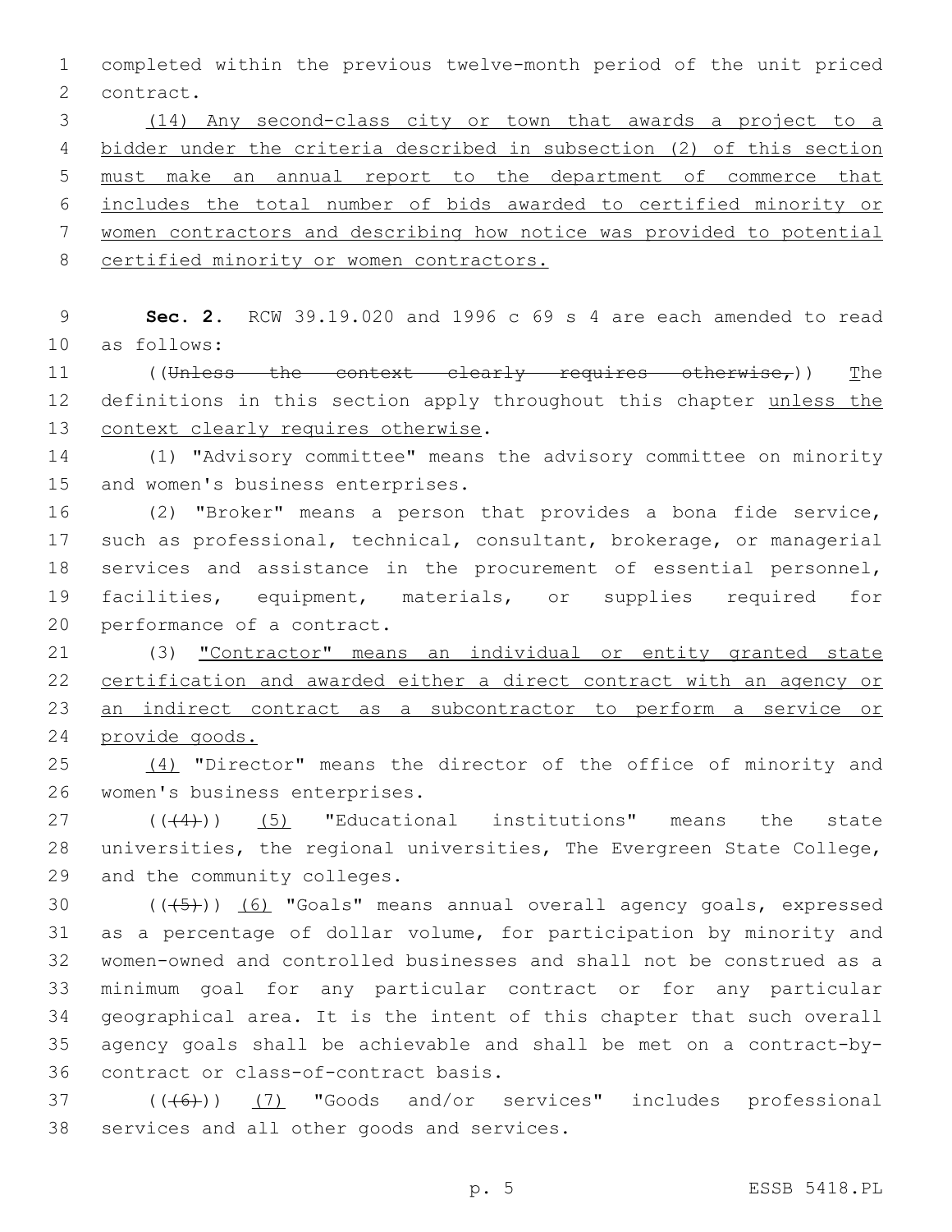completed within the previous twelve-month period of the unit priced contract.

(14) Any second-class city or town that awards a project to a bidder under the criteria described in subsection (2) of this section must make an annual report to the department of commerce that includes the total number of bids awarded to certified minority or women contractors and describing how notice was provided to potential certified minority or women contractors.

**Sec. 2.** RCW 39.19.020 and 1996 c 69 s 4 are each amended to read as follows:

((~~Unless the context clearly requires otherwise,~~)) The definitions in this section apply throughout this chapter unless the context clearly requires otherwise.

(1) "Advisory committee" means the advisory committee on minority and women's business enterprises.

(2) "Broker" means a person that provides a bona fide service, such as professional, technical, consultant, brokerage, or managerial services and assistance in the procurement of essential personnel, facilities, equipment, materials, or supplies required for performance of a contract.

(3) "Contractor" means an individual or entity granted state certification and awarded either a direct contract with an agency or an indirect contract as a subcontractor to perform a service or provide goods.

(4) "Director" means the director of the office of minority and women's business enterprises.

((~~(4)~~)) (5) "Educational institutions" means the state universities, the regional universities, The Evergreen State College, and the community colleges.

((~~(5)~~)) (6) "Goals" means annual overall agency goals, expressed as a percentage of dollar volume, for participation by minority and women-owned and controlled businesses and shall not be construed as a minimum goal for any particular contract or for any particular geographical area. It is the intent of this chapter that such overall agency goals shall be achievable and shall be met on a contract-by-contract or class-of-contract basis.

((~~(6)~~)) (7) "Goods and/or services" includes professional services and all other goods and services.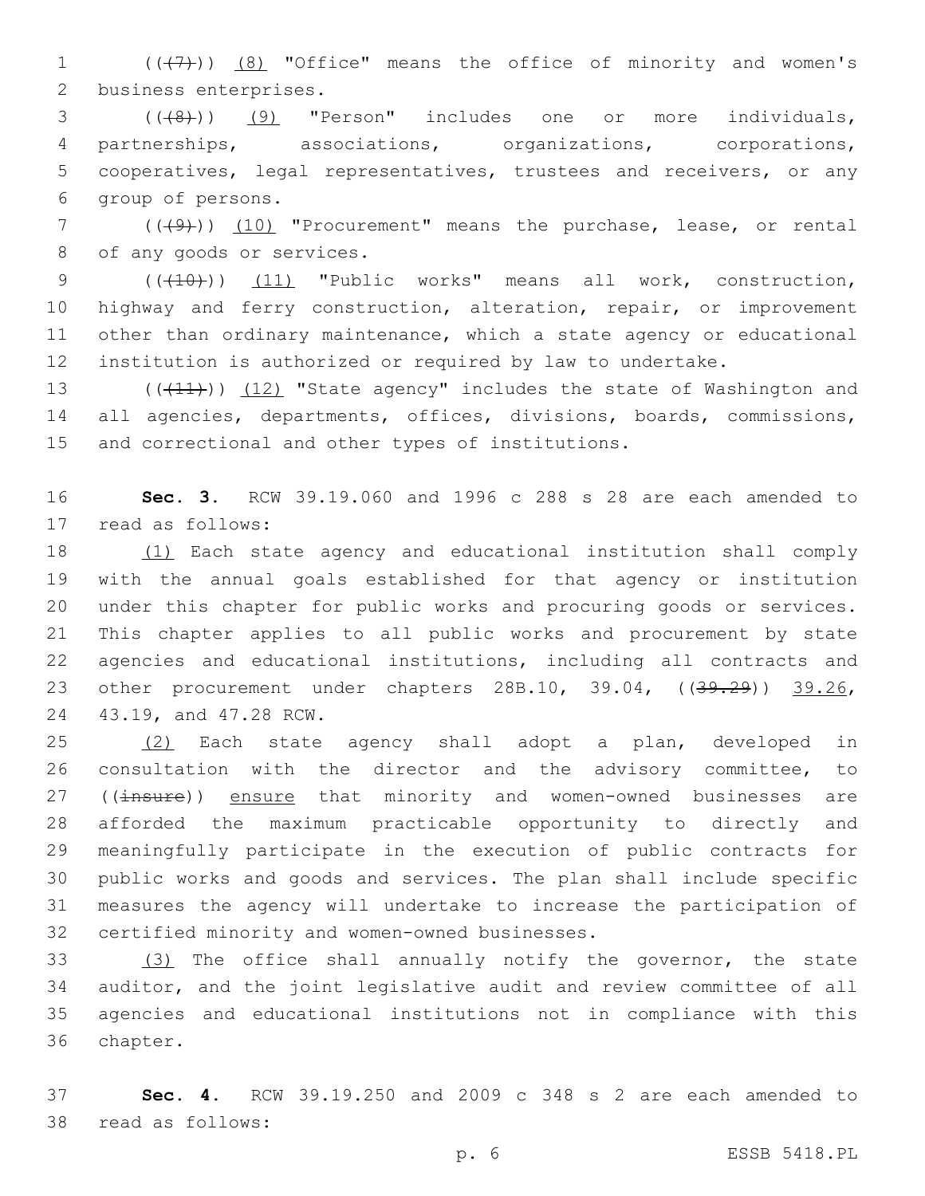((~~(7)~~)) <u>(8)</u> "Office" means the office of minority and women's business enterprises.

((~~(8)~~)) <u>(9)</u> "Person" includes one or more individuals, partnerships, associations, organizations, corporations, cooperatives, legal representatives, trustees and receivers, or any group of persons.

((~~(9)~~)) <u>(10)</u> "Procurement" means the purchase, lease, or rental of any goods or services.

((~~(10)~~)) <u>(11)</u> "Public works" means all work, construction, highway and ferry construction, alteration, repair, or improvement other than ordinary maintenance, which a state agency or educational institution is authorized or required by law to undertake.

((~~(11)~~)) <u>(12)</u> "State agency" includes the state of Washington and all agencies, departments, offices, divisions, boards, commissions, and correctional and other types of institutions.

**Sec. 3.** RCW 39.19.060 and 1996 c 288 s 28 are each amended to read as follows:

<u>(1)</u> Each state agency and educational institution shall comply with the annual goals established for that agency or institution under this chapter for public works and procuring goods or services. This chapter applies to all public works and procurement by state agencies and educational institutions, including all contracts and other procurement under chapters 28B.10, 39.04, ((~~39.29~~)) <u>39.26</u>, 43.19, and 47.28 RCW.

<u>(2)</u> Each state agency shall adopt a plan, developed in consultation with the director and the advisory committee, to ((~~insure~~)) <u>ensure</u> that minority and women-owned businesses are afforded the maximum practicable opportunity to directly and meaningfully participate in the execution of public contracts for public works and goods and services. The plan shall include specific measures the agency will undertake to increase the participation of certified minority and women-owned businesses.

<u>(3)</u> The office shall annually notify the governor, the state auditor, and the joint legislative audit and review committee of all agencies and educational institutions not in compliance with this chapter.

**Sec. 4.** RCW 39.19.250 and 2009 c 348 s 2 are each amended to read as follows: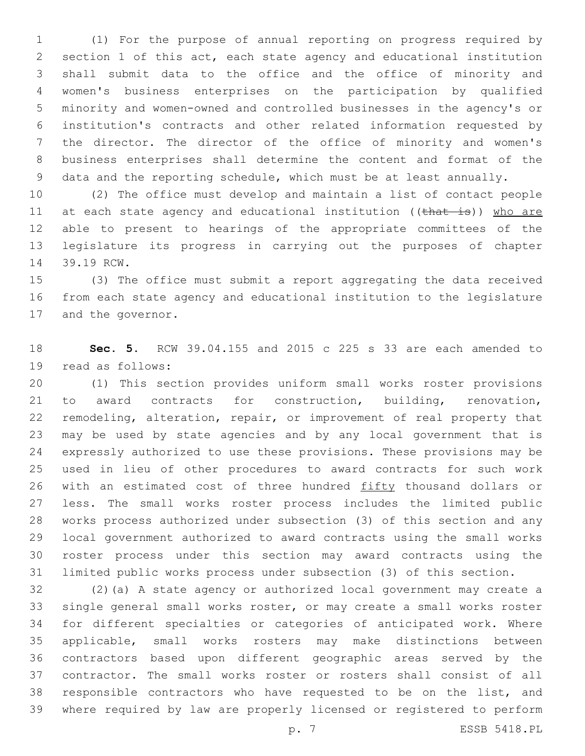(1) For the purpose of annual reporting on progress required by section 1 of this act, each state agency and educational institution shall submit data to the office and the office of minority and women's business enterprises on the participation by qualified minority and women-owned and controlled businesses in the agency's or institution's contracts and other related information requested by the director. The director of the office of minority and women's business enterprises shall determine the content and format of the data and the reporting schedule, which must be at least annually.

(2) The office must develop and maintain a list of contact people at each state agency and educational institution ((~~that is~~)) <u>who are</u> able to present to hearings of the appropriate committees of the legislature its progress in carrying out the purposes of chapter 39.19 RCW.

(3) The office must submit a report aggregating the data received from each state agency and educational institution to the legislature and the governor.

**Sec. 5.** RCW 39.04.155 and 2015 c 225 s 33 are each amended to read as follows:

(1) This section provides uniform small works roster provisions to award contracts for construction, building, renovation, remodeling, alteration, repair, or improvement of real property that may be used by state agencies and by any local government that is expressly authorized to use these provisions. These provisions may be used in lieu of other procedures to award contracts for such work with an estimated cost of three hundred <u>fifty</u> thousand dollars or less. The small works roster process includes the limited public works process authorized under subsection (3) of this section and any local government authorized to award contracts using the small works roster process under this section may award contracts using the limited public works process under subsection (3) of this section.

(2)(a) A state agency or authorized local government may create a single general small works roster, or may create a small works roster for different specialties or categories of anticipated work. Where applicable, small works rosters may make distinctions between contractors based upon different geographic areas served by the contractor. The small works roster or rosters shall consist of all responsible contractors who have requested to be on the list, and where required by law are properly licensed or registered to perform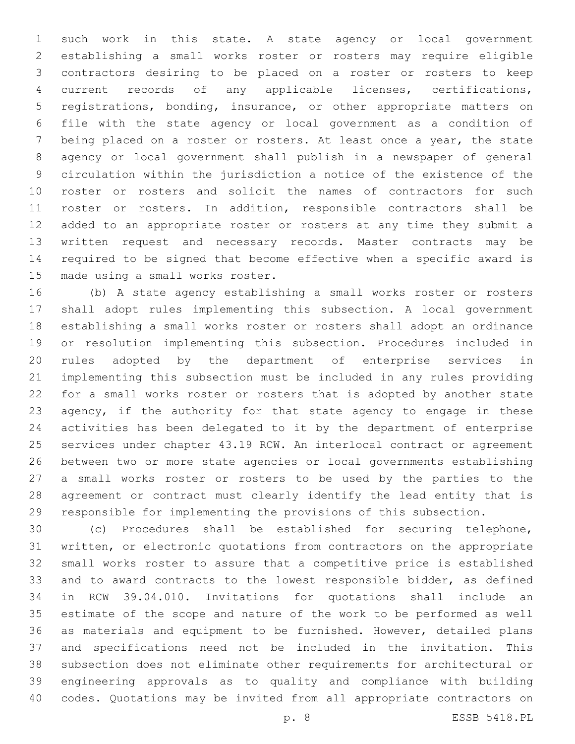such work in this state. A state agency or local government establishing a small works roster or rosters may require eligible contractors desiring to be placed on a roster or rosters to keep current records of any applicable licenses, certifications, registrations, bonding, insurance, or other appropriate matters on file with the state agency or local government as a condition of being placed on a roster or rosters. At least once a year, the state agency or local government shall publish in a newspaper of general circulation within the jurisdiction a notice of the existence of the roster or rosters and solicit the names of contractors for such roster or rosters. In addition, responsible contractors shall be added to an appropriate roster or rosters at any time they submit a written request and necessary records. Master contracts may be required to be signed that become effective when a specific award is made using a small works roster.

(b) A state agency establishing a small works roster or rosters shall adopt rules implementing this subsection. A local government establishing a small works roster or rosters shall adopt an ordinance or resolution implementing this subsection. Procedures included in rules adopted by the department of enterprise services in implementing this subsection must be included in any rules providing for a small works roster or rosters that is adopted by another state agency, if the authority for that state agency to engage in these activities has been delegated to it by the department of enterprise services under chapter 43.19 RCW. An interlocal contract or agreement between two or more state agencies or local governments establishing a small works roster or rosters to be used by the parties to the agreement or contract must clearly identify the lead entity that is responsible for implementing the provisions of this subsection.

(c) Procedures shall be established for securing telephone, written, or electronic quotations from contractors on the appropriate small works roster to assure that a competitive price is established and to award contracts to the lowest responsible bidder, as defined in RCW 39.04.010. Invitations for quotations shall include an estimate of the scope and nature of the work to be performed as well as materials and equipment to be furnished. However, detailed plans and specifications need not be included in the invitation. This subsection does not eliminate other requirements for architectural or engineering approvals as to quality and compliance with building codes. Quotations may be invited from all appropriate contractors on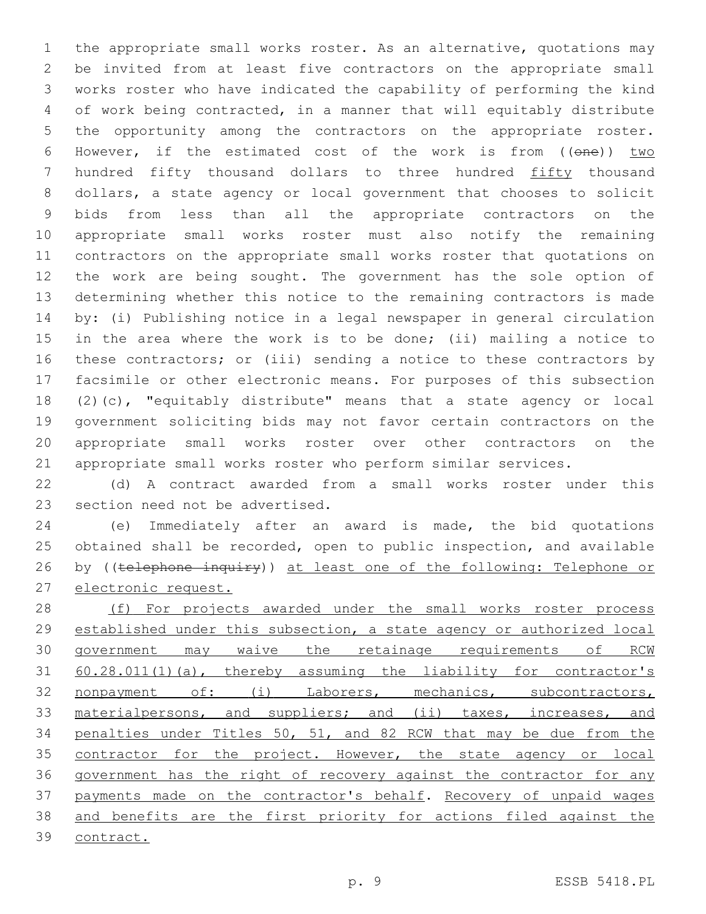the appropriate small works roster. As an alternative, quotations may be invited from at least five contractors on the appropriate small works roster who have indicated the capability of performing the kind of work being contracted, in a manner that will equitably distribute the opportunity among the contractors on the appropriate roster. However, if the estimated cost of the work is from ((~~one~~)) <u>two</u> hundred fifty thousand dollars to three hundred <u>fifty</u> thousand dollars, a state agency or local government that chooses to solicit bids from less than all the appropriate contractors on the appropriate small works roster must also notify the remaining contractors on the appropriate small works roster that quotations on the work are being sought. The government has the sole option of determining whether this notice to the remaining contractors is made by: (i) Publishing notice in a legal newspaper in general circulation in the area where the work is to be done; (ii) mailing a notice to these contractors; or (iii) sending a notice to these contractors by facsimile or other electronic means. For purposes of this subsection (2)(c), "equitably distribute" means that a state agency or local government soliciting bids may not favor certain contractors on the appropriate small works roster over other contractors on the appropriate small works roster who perform similar services.

(d) A contract awarded from a small works roster under this section need not be advertised.

(e) Immediately after an award is made, the bid quotations obtained shall be recorded, open to public inspection, and available by ((~~telephone inquiry~~)) <u>at least one of the following: Telephone or electronic request.</u>

<u>(f) For projects awarded under the small works roster process established under this subsection, a state agency or authorized local government may waive the retainage requirements of RCW 60.28.011(1)(a), thereby assuming the liability for contractor's nonpayment of: (i) Laborers, mechanics, subcontractors, materialpersons, and suppliers; and (ii) taxes, increases, and penalties under Titles 50, 51, and 82 RCW that may be due from the contractor for the project. However, the state agency or local government has the right of recovery against the contractor for any payments made on the contractor's behalf</u>. <u>Recovery of unpaid wages and benefits are the first priority for actions filed against the contract.</u>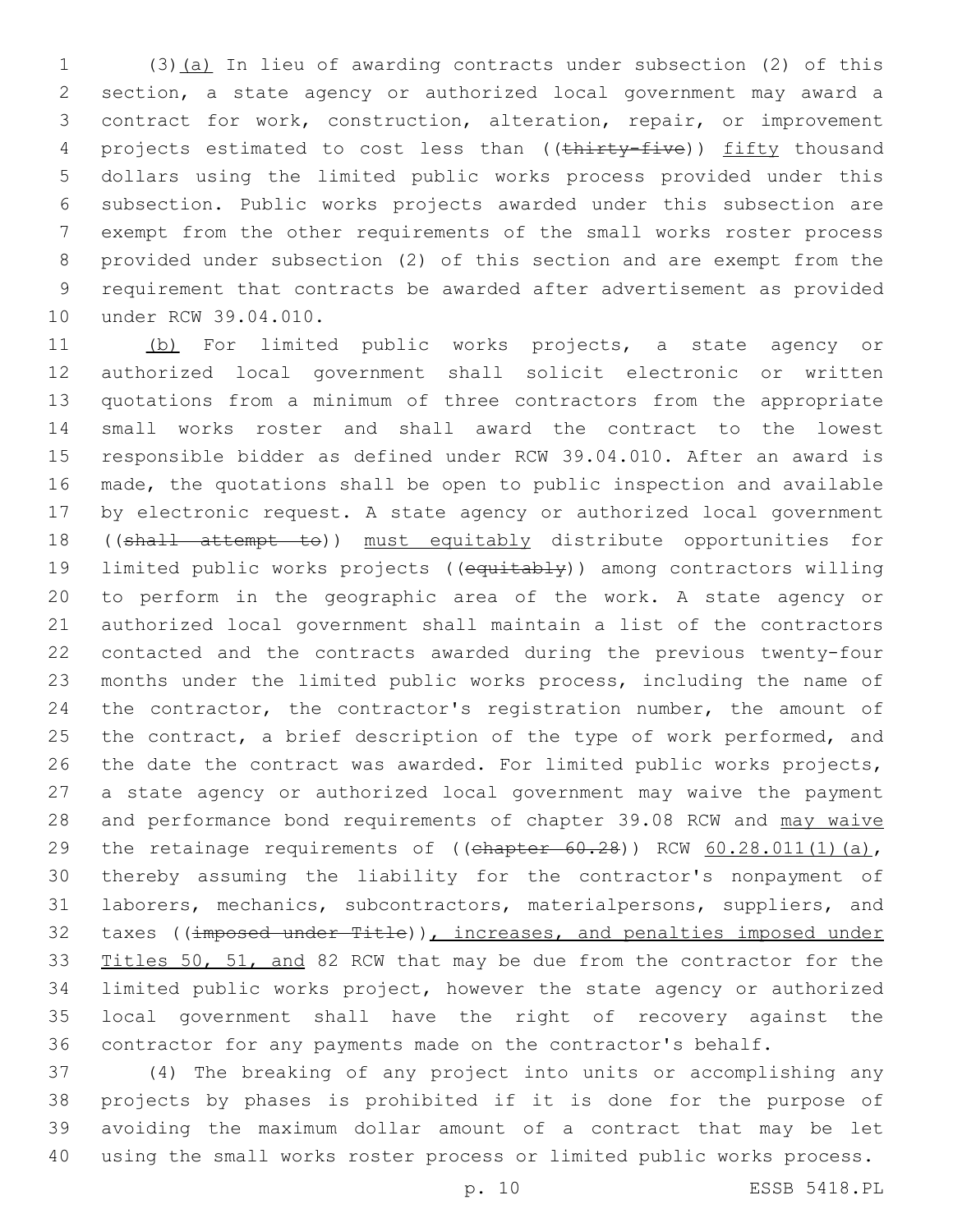(3)(a) In lieu of awarding contracts under subsection (2) of this section, a state agency or authorized local government may award a contract for work, construction, alteration, repair, or improvement projects estimated to cost less than ((~~thirty-five~~)) fifty thousand dollars using the limited public works process provided under this subsection. Public works projects awarded under this subsection are exempt from the other requirements of the small works roster process provided under subsection (2) of this section and are exempt from the requirement that contracts be awarded after advertisement as provided under RCW 39.04.010.

(b) For limited public works projects, a state agency or authorized local government shall solicit electronic or written quotations from a minimum of three contractors from the appropriate small works roster and shall award the contract to the lowest responsible bidder as defined under RCW 39.04.010. After an award is made, the quotations shall be open to public inspection and available by electronic request. A state agency or authorized local government ((~~shall attempt to~~)) must equitably distribute opportunities for limited public works projects ((~~equitably~~)) among contractors willing to perform in the geographic area of the work. A state agency or authorized local government shall maintain a list of the contractors contacted and the contracts awarded during the previous twenty-four months under the limited public works process, including the name of the contractor, the contractor's registration number, the amount of the contract, a brief description of the type of work performed, and the date the contract was awarded. For limited public works projects, a state agency or authorized local government may waive the payment and performance bond requirements of chapter 39.08 RCW and may waive the retainage requirements of ((~~chapter 60.28~~)) RCW 60.28.011(1)(a), thereby assuming the liability for the contractor's nonpayment of laborers, mechanics, subcontractors, materialpersons, suppliers, and taxes ((~~imposed under Title~~)), increases, and penalties imposed under Titles 50, 51, and 82 RCW that may be due from the contractor for the limited public works project, however the state agency or authorized local government shall have the right of recovery against the contractor for any payments made on the contractor's behalf.

(4) The breaking of any project into units or accomplishing any projects by phases is prohibited if it is done for the purpose of avoiding the maximum dollar amount of a contract that may be let using the small works roster process or limited public works process.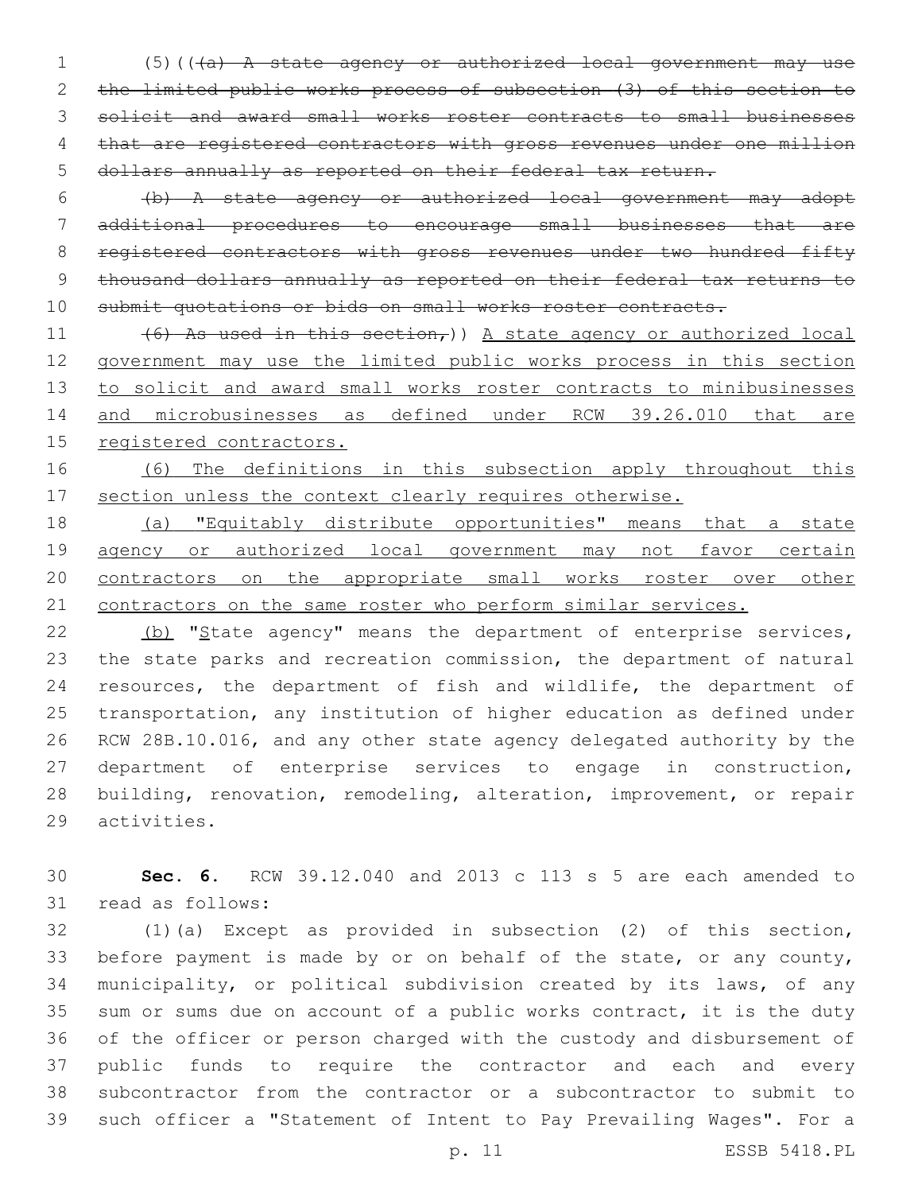(5)(( ~~(a) A state agency or authorized local government may use the limited public works process of subsection (3) of this section to solicit and award small works roster contracts to small businesses that are registered contractors with gross revenues under one million dollars annually as reported on their federal tax return.~~

~~(b) A state agency or authorized local government may adopt additional procedures to encourage small businesses that are registered contractors with gross revenues under two hundred fifty thousand dollars annually as reported on their federal tax returns to submit quotations or bids on small works roster contracts.~~

~~(6) As used in this section,~~)) <u>A state agency or authorized local government may use the limited public works process in this section to solicit and award small works roster contracts to minibusinesses and microbusinesses as defined under RCW 39.26.010 that are registered contractors.</u>

<u>(6) The definitions in this subsection apply throughout this section unless the context clearly requires otherwise.</u>

<u>(a) "Equitably distribute opportunities" means that a state agency or authorized local government may not favor certain contractors on the appropriate small works roster over other contractors on the same roster who perform similar services.</u>

<u>(b)</u> "<u>S</u>tate agency" means the department of enterprise services, the state parks and recreation commission, the department of natural resources, the department of fish and wildlife, the department of transportation, any institution of higher education as defined under RCW 28B.10.016, and any other state agency delegated authority by the department of enterprise services to engage in construction, building, renovation, remodeling, alteration, improvement, or repair activities.

**Sec. 6.** RCW 39.12.040 and 2013 c 113 s 5 are each amended to read as follows:

(1)(a) Except as provided in subsection (2) of this section, before payment is made by or on behalf of the state, or any county, municipality, or political subdivision created by its laws, of any sum or sums due on account of a public works contract, it is the duty of the officer or person charged with the custody and disbursement of public funds to require the contractor and each and every subcontractor from the contractor or a subcontractor to submit to such officer a "Statement of Intent to Pay Prevailing Wages". For a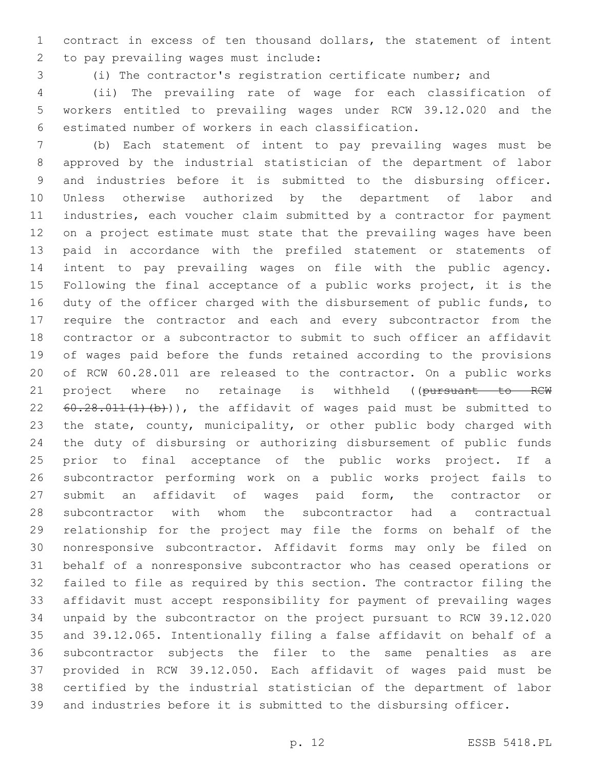contract in excess of ten thousand dollars, the statement of intent to pay prevailing wages must include:

(i) The contractor's registration certificate number; and

(ii) The prevailing rate of wage for each classification of workers entitled to prevailing wages under RCW 39.12.020 and the estimated number of workers in each classification.

(b) Each statement of intent to pay prevailing wages must be approved by the industrial statistician of the department of labor and industries before it is submitted to the disbursing officer. Unless otherwise authorized by the department of labor and industries, each voucher claim submitted by a contractor for payment on a project estimate must state that the prevailing wages have been paid in accordance with the prefiled statement or statements of intent to pay prevailing wages on file with the public agency. Following the final acceptance of a public works project, it is the duty of the officer charged with the disbursement of public funds, to require the contractor and each and every subcontractor from the contractor or a subcontractor to submit to such officer an affidavit of wages paid before the funds retained according to the provisions of RCW 60.28.011 are released to the contractor. On a public works project where no retainage is withheld ((~~pursuant to RCW 60.28.011(1)(b)~~)), the affidavit of wages paid must be submitted to the state, county, municipality, or other public body charged with the duty of disbursing or authorizing disbursement of public funds prior to final acceptance of the public works project. If a subcontractor performing work on a public works project fails to submit an affidavit of wages paid form, the contractor or subcontractor with whom the subcontractor had a contractual relationship for the project may file the forms on behalf of the nonresponsive subcontractor. Affidavit forms may only be filed on behalf of a nonresponsive subcontractor who has ceased operations or failed to file as required by this section. The contractor filing the affidavit must accept responsibility for payment of prevailing wages unpaid by the subcontractor on the project pursuant to RCW 39.12.020 and 39.12.065. Intentionally filing a false affidavit on behalf of a subcontractor subjects the filer to the same penalties as are provided in RCW 39.12.050. Each affidavit of wages paid must be certified by the industrial statistician of the department of labor and industries before it is submitted to the disbursing officer.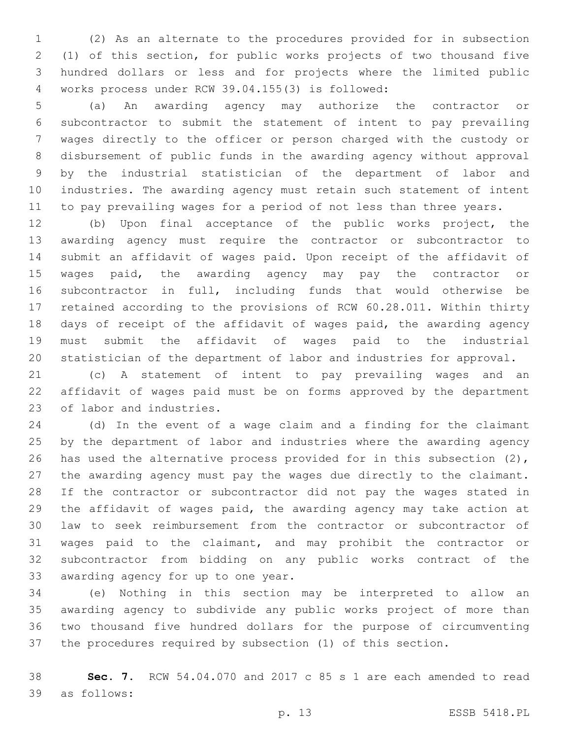(2) As an alternate to the procedures provided for in subsection (1) of this section, for public works projects of two thousand five hundred dollars or less and for projects where the limited public works process under RCW 39.04.155(3) is followed:

(a) An awarding agency may authorize the contractor or subcontractor to submit the statement of intent to pay prevailing wages directly to the officer or person charged with the custody or disbursement of public funds in the awarding agency without approval by the industrial statistician of the department of labor and industries. The awarding agency must retain such statement of intent to pay prevailing wages for a period of not less than three years.

(b) Upon final acceptance of the public works project, the awarding agency must require the contractor or subcontractor to submit an affidavit of wages paid. Upon receipt of the affidavit of wages paid, the awarding agency may pay the contractor or subcontractor in full, including funds that would otherwise be retained according to the provisions of RCW 60.28.011. Within thirty days of receipt of the affidavit of wages paid, the awarding agency must submit the affidavit of wages paid to the industrial statistician of the department of labor and industries for approval.

(c) A statement of intent to pay prevailing wages and an affidavit of wages paid must be on forms approved by the department of labor and industries.

(d) In the event of a wage claim and a finding for the claimant by the department of labor and industries where the awarding agency has used the alternative process provided for in this subsection (2), the awarding agency must pay the wages due directly to the claimant. If the contractor or subcontractor did not pay the wages stated in the affidavit of wages paid, the awarding agency may take action at law to seek reimbursement from the contractor or subcontractor of wages paid to the claimant, and may prohibit the contractor or subcontractor from bidding on any public works contract of the awarding agency for up to one year.

(e) Nothing in this section may be interpreted to allow an awarding agency to subdivide any public works project of more than two thousand five hundred dollars for the purpose of circumventing the procedures required by subsection (1) of this section.

**Sec. 7.** RCW 54.04.070 and 2017 c 85 s 1 are each amended to read as follows: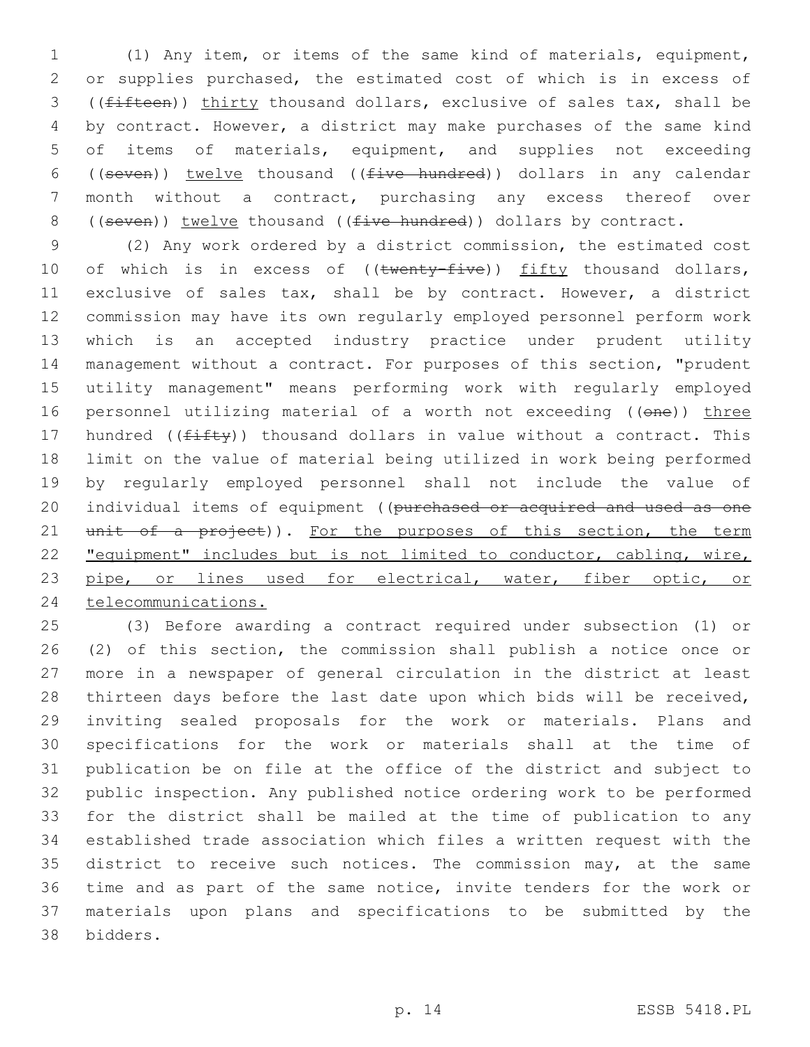(1) Any item, or items of the same kind of materials, equipment, or supplies purchased, the estimated cost of which is in excess of ((~~fifteen~~)) thirty thousand dollars, exclusive of sales tax, shall be by contract. However, a district may make purchases of the same kind of items of materials, equipment, and supplies not exceeding ((~~seven~~)) twelve thousand ((~~five hundred~~)) dollars in any calendar month without a contract, purchasing any excess thereof over ((~~seven~~)) twelve thousand ((~~five hundred~~)) dollars by contract.

(2) Any work ordered by a district commission, the estimated cost of which is in excess of ((~~twenty-five~~)) fifty thousand dollars, exclusive of sales tax, shall be by contract. However, a district commission may have its own regularly employed personnel perform work which is an accepted industry practice under prudent utility management without a contract. For purposes of this section, "prudent utility management" means performing work with regularly employed personnel utilizing material of a worth not exceeding ((~~one~~)) three hundred ((~~fifty~~)) thousand dollars in value without a contract. This limit on the value of material being utilized in work being performed by regularly employed personnel shall not include the value of individual items of equipment ((~~purchased or acquired and used as one unit of a project~~)). For the purposes of this section, the term "equipment" includes but is not limited to conductor, cabling, wire, pipe, or lines used for electrical, water, fiber optic, or telecommunications.

(3) Before awarding a contract required under subsection (1) or (2) of this section, the commission shall publish a notice once or more in a newspaper of general circulation in the district at least thirteen days before the last date upon which bids will be received, inviting sealed proposals for the work or materials. Plans and specifications for the work or materials shall at the time of publication be on file at the office of the district and subject to public inspection. Any published notice ordering work to be performed for the district shall be mailed at the time of publication to any established trade association which files a written request with the district to receive such notices. The commission may, at the same time and as part of the same notice, invite tenders for the work or materials upon plans and specifications to be submitted by the bidders.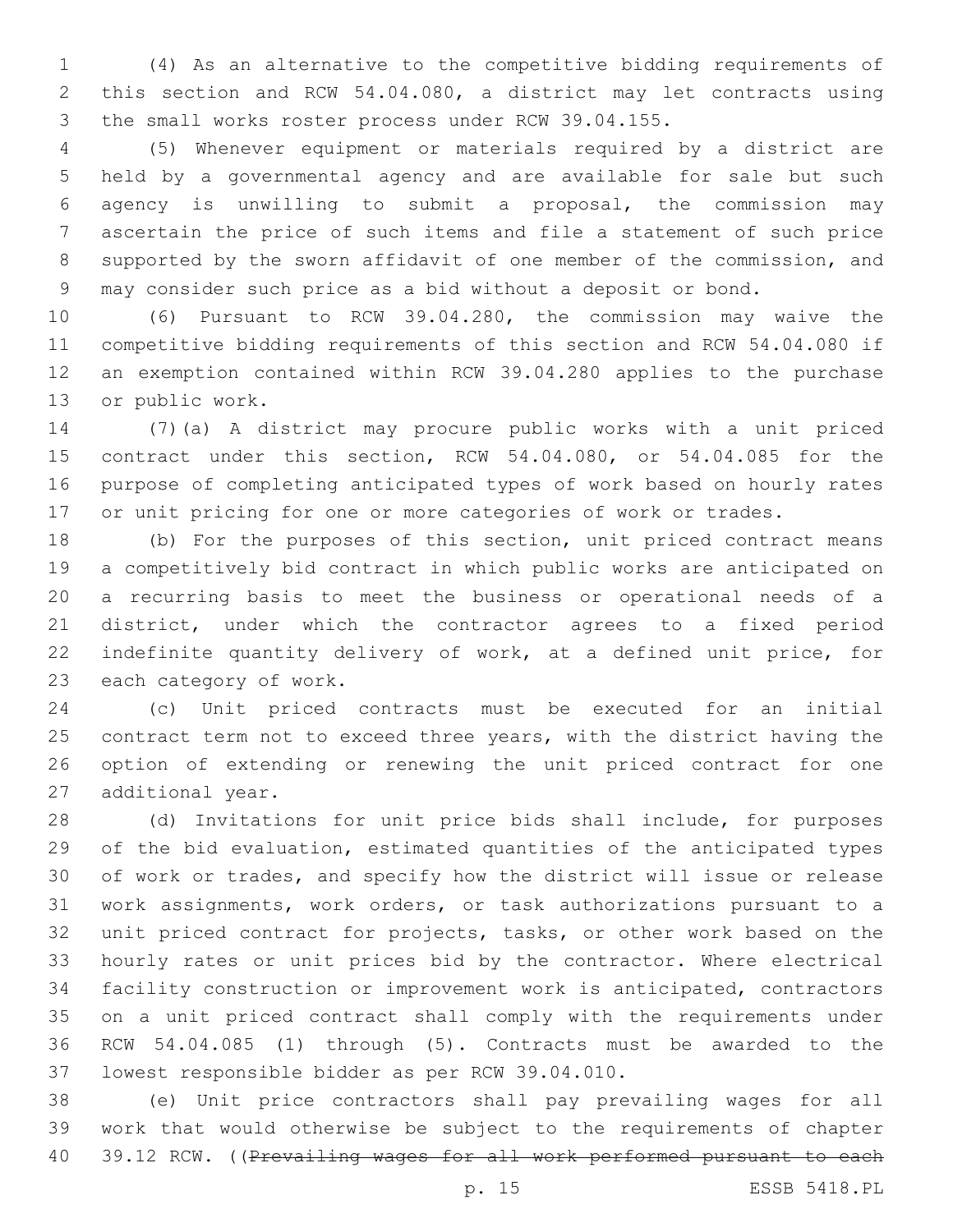(4) As an alternative to the competitive bidding requirements of this section and RCW 54.04.080, a district may let contracts using the small works roster process under RCW 39.04.155.

(5) Whenever equipment or materials required by a district are held by a governmental agency and are available for sale but such agency is unwilling to submit a proposal, the commission may ascertain the price of such items and file a statement of such price supported by the sworn affidavit of one member of the commission, and may consider such price as a bid without a deposit or bond.

(6) Pursuant to RCW 39.04.280, the commission may waive the competitive bidding requirements of this section and RCW 54.04.080 if an exemption contained within RCW 39.04.280 applies to the purchase or public work.

(7)(a) A district may procure public works with a unit priced contract under this section, RCW 54.04.080, or 54.04.085 for the purpose of completing anticipated types of work based on hourly rates or unit pricing for one or more categories of work or trades.

(b) For the purposes of this section, unit priced contract means a competitively bid contract in which public works are anticipated on a recurring basis to meet the business or operational needs of a district, under which the contractor agrees to a fixed period indefinite quantity delivery of work, at a defined unit price, for each category of work.

(c) Unit priced contracts must be executed for an initial contract term not to exceed three years, with the district having the option of extending or renewing the unit priced contract for one additional year.

(d) Invitations for unit price bids shall include, for purposes of the bid evaluation, estimated quantities of the anticipated types of work or trades, and specify how the district will issue or release work assignments, work orders, or task authorizations pursuant to a unit priced contract for projects, tasks, or other work based on the hourly rates or unit prices bid by the contractor. Where electrical facility construction or improvement work is anticipated, contractors on a unit priced contract shall comply with the requirements under RCW 54.04.085 (1) through (5). Contracts must be awarded to the lowest responsible bidder as per RCW 39.04.010.

(e) Unit price contractors shall pay prevailing wages for all work that would otherwise be subject to the requirements of chapter 39.12 RCW. ((~~Prevailing wages for all work performed pursuant to each~~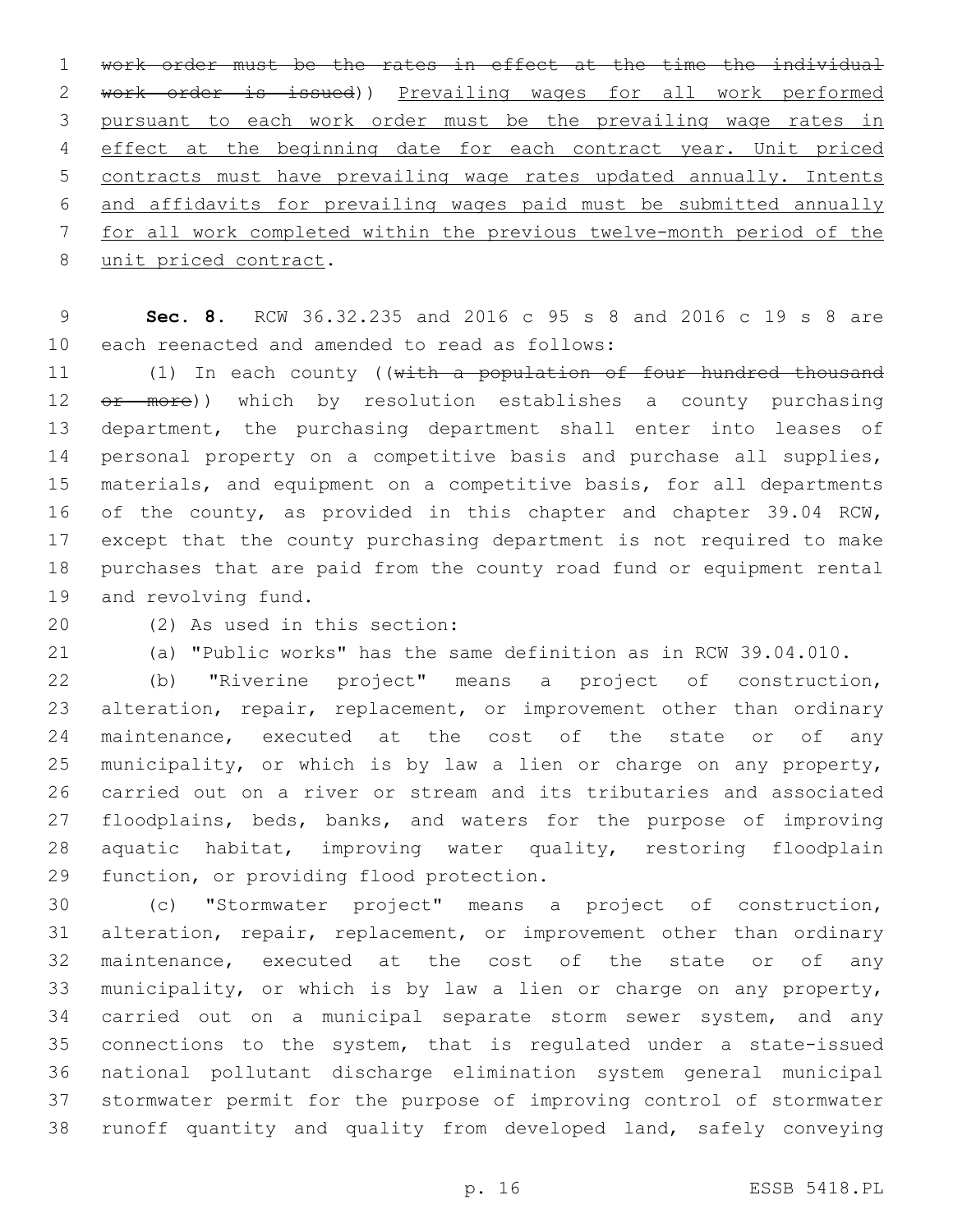~~work order must be the rates in effect at the time the individual work order is issued~~)) Prevailing wages for all work performed pursuant to each work order must be the prevailing wage rates in effect at the beginning date for each contract year. Unit priced contracts must have prevailing wage rates updated annually. Intents and affidavits for prevailing wages paid must be submitted annually for all work completed within the previous twelve-month period of the unit priced contract.

**Sec. 8.** RCW 36.32.235 and 2016 c 95 s 8 and 2016 c 19 s 8 are each reenacted and amended to read as follows:

(1) In each county ((~~with a population of four hundred thousand or more~~)) which by resolution establishes a county purchasing department, the purchasing department shall enter into leases of personal property on a competitive basis and purchase all supplies, materials, and equipment on a competitive basis, for all departments of the county, as provided in this chapter and chapter 39.04 RCW, except that the county purchasing department is not required to make purchases that are paid from the county road fund or equipment rental and revolving fund.

(2) As used in this section:

(a) "Public works" has the same definition as in RCW 39.04.010.

(b) "Riverine project" means a project of construction, alteration, repair, replacement, or improvement other than ordinary maintenance, executed at the cost of the state or of any municipality, or which is by law a lien or charge on any property, carried out on a river or stream and its tributaries and associated floodplains, beds, banks, and waters for the purpose of improving aquatic habitat, improving water quality, restoring floodplain function, or providing flood protection.

(c) "Stormwater project" means a project of construction, alteration, repair, replacement, or improvement other than ordinary maintenance, executed at the cost of the state or of any municipality, or which is by law a lien or charge on any property, carried out on a municipal separate storm sewer system, and any connections to the system, that is regulated under a state-issued national pollutant discharge elimination system general municipal stormwater permit for the purpose of improving control of stormwater runoff quantity and quality from developed land, safely conveying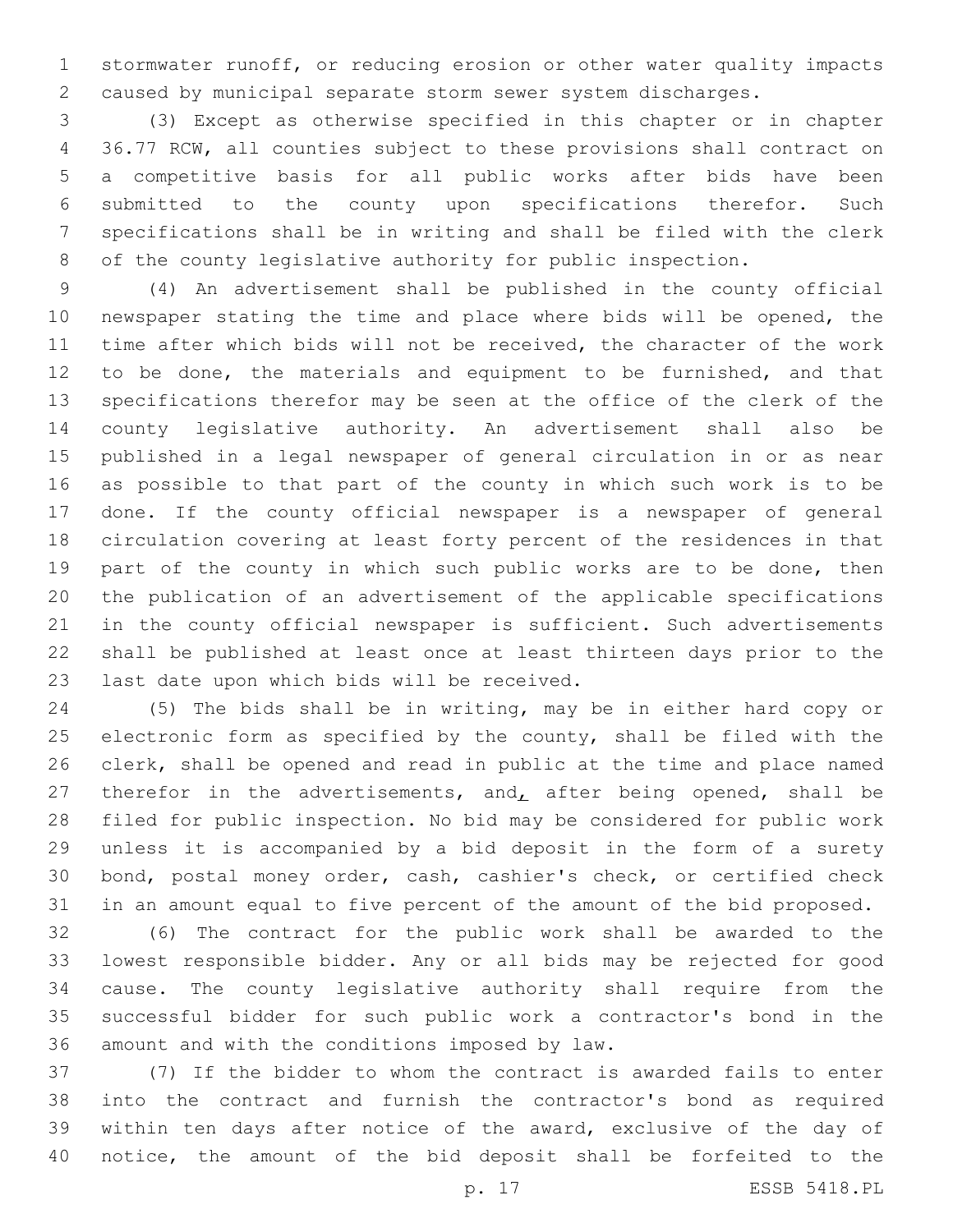stormwater runoff, or reducing erosion or other water quality impacts caused by municipal separate storm sewer system discharges.

(3) Except as otherwise specified in this chapter or in chapter 36.77 RCW, all counties subject to these provisions shall contract on a competitive basis for all public works after bids have been submitted to the county upon specifications therefor. Such specifications shall be in writing and shall be filed with the clerk of the county legislative authority for public inspection.

(4) An advertisement shall be published in the county official newspaper stating the time and place where bids will be opened, the time after which bids will not be received, the character of the work to be done, the materials and equipment to be furnished, and that specifications therefor may be seen at the office of the clerk of the county legislative authority. An advertisement shall also be published in a legal newspaper of general circulation in or as near as possible to that part of the county in which such work is to be done. If the county official newspaper is a newspaper of general circulation covering at least forty percent of the residences in that part of the county in which such public works are to be done, then the publication of an advertisement of the applicable specifications in the county official newspaper is sufficient. Such advertisements shall be published at least once at least thirteen days prior to the last date upon which bids will be received.

(5) The bids shall be in writing, may be in either hard copy or electronic form as specified by the county, shall be filed with the clerk, shall be opened and read in public at the time and place named therefor in the advertisements, and, after being opened, shall be filed for public inspection. No bid may be considered for public work unless it is accompanied by a bid deposit in the form of a surety bond, postal money order, cash, cashier's check, or certified check in an amount equal to five percent of the amount of the bid proposed.

(6) The contract for the public work shall be awarded to the lowest responsible bidder. Any or all bids may be rejected for good cause. The county legislative authority shall require from the successful bidder for such public work a contractor's bond in the amount and with the conditions imposed by law.

(7) If the bidder to whom the contract is awarded fails to enter into the contract and furnish the contractor's bond as required within ten days after notice of the award, exclusive of the day of notice, the amount of the bid deposit shall be forfeited to the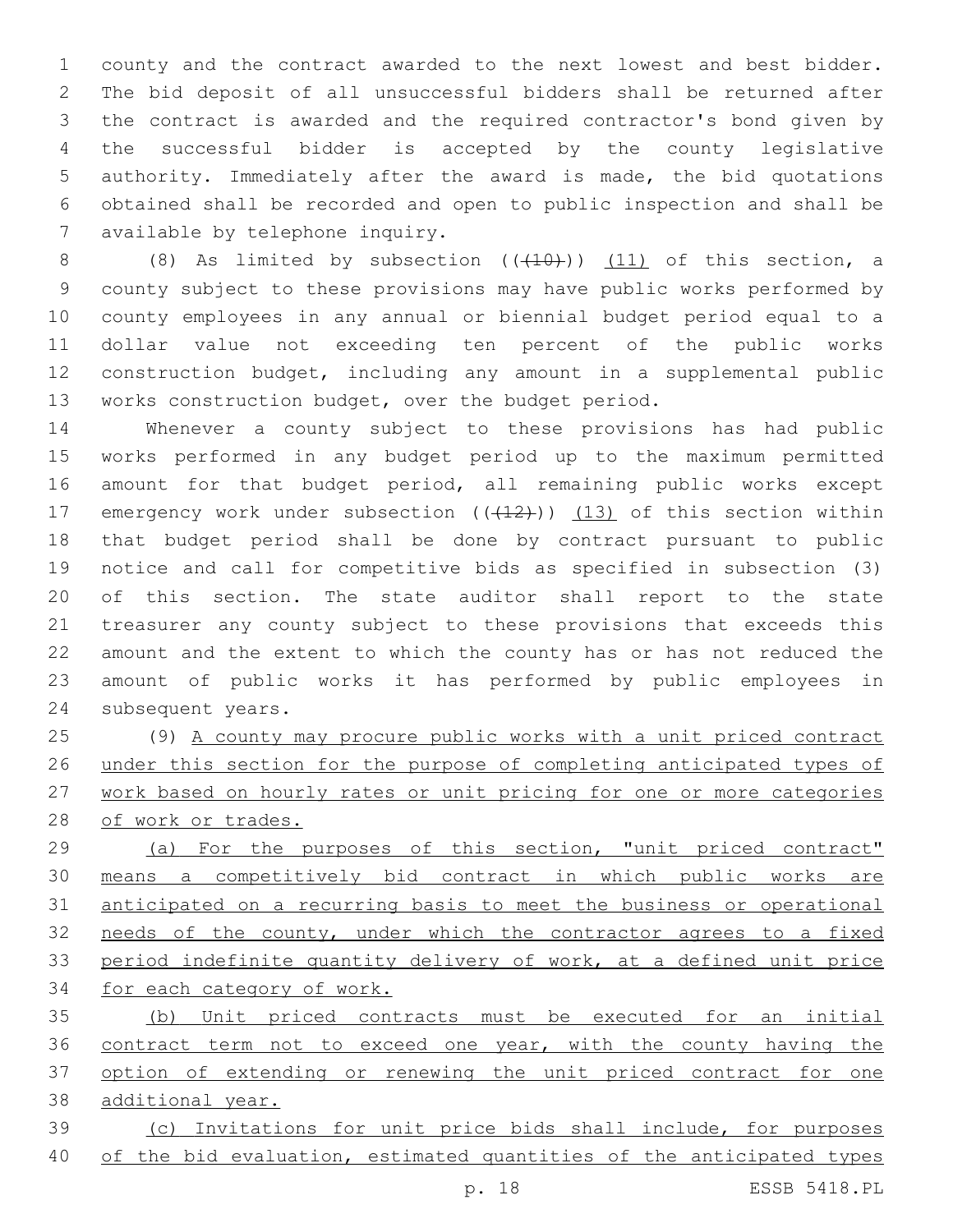county and the contract awarded to the next lowest and best bidder. The bid deposit of all unsuccessful bidders shall be returned after the contract is awarded and the required contractor's bond given by the successful bidder is accepted by the county legislative authority. Immediately after the award is made, the bid quotations obtained shall be recorded and open to public inspection and shall be available by telephone inquiry.

(8) As limited by subsection ((~~(10)~~)) <u>(11)</u> of this section, a county subject to these provisions may have public works performed by county employees in any annual or biennial budget period equal to a dollar value not exceeding ten percent of the public works construction budget, including any amount in a supplemental public works construction budget, over the budget period.

Whenever a county subject to these provisions has had public works performed in any budget period up to the maximum permitted amount for that budget period, all remaining public works except emergency work under subsection ((~~(12)~~)) <u>(13)</u> of this section within that budget period shall be done by contract pursuant to public notice and call for competitive bids as specified in subsection (3) of this section. The state auditor shall report to the state treasurer any county subject to these provisions that exceeds this amount and the extent to which the county has or has not reduced the amount of public works it has performed by public employees in subsequent years.

(9) <u>A county may procure public works with a unit priced contract under this section for the purpose of completing anticipated types of work based on hourly rates or unit pricing for one or more categories of work or trades.</u>

<u>(a) For the purposes of this section, "unit priced contract" means a competitively bid contract in which public works are anticipated on a recurring basis to meet the business or operational needs of the county, under which the contractor agrees to a fixed period indefinite quantity delivery of work, at a defined unit price for each category of work.</u>

<u>(b) Unit priced contracts must be executed for an initial contract term not to exceed one year, with the county having the option of extending or renewing the unit priced contract for one additional year.</u>

<u>(c) Invitations for unit price bids shall include, for purposes of the bid evaluation, estimated quantities of the anticipated types</u>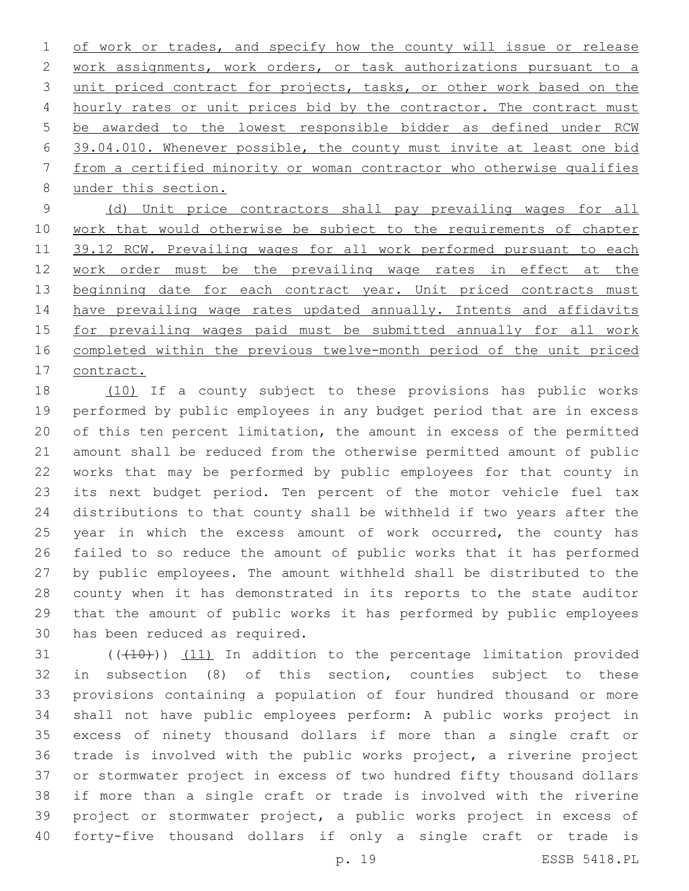of work or trades, and specify how the county will issue or release work assignments, work orders, or task authorizations pursuant to a unit priced contract for projects, tasks, or other work based on the hourly rates or unit prices bid by the contractor. The contract must be awarded to the lowest responsible bidder as defined under RCW 39.04.010. Whenever possible, the county must invite at least one bid from a certified minority or woman contractor who otherwise qualifies under this section.

(d) Unit price contractors shall pay prevailing wages for all work that would otherwise be subject to the requirements of chapter 39.12 RCW. Prevailing wages for all work performed pursuant to each work order must be the prevailing wage rates in effect at the beginning date for each contract year. Unit priced contracts must have prevailing wage rates updated annually. Intents and affidavits for prevailing wages paid must be submitted annually for all work completed within the previous twelve-month period of the unit priced contract.

(10) If a county subject to these provisions has public works performed by public employees in any budget period that are in excess of this ten percent limitation, the amount in excess of the permitted amount shall be reduced from the otherwise permitted amount of public works that may be performed by public employees for that county in its next budget period. Ten percent of the motor vehicle fuel tax distributions to that county shall be withheld if two years after the year in which the excess amount of work occurred, the county has failed to so reduce the amount of public works that it has performed by public employees. The amount withheld shall be distributed to the county when it has demonstrated in its reports to the state auditor that the amount of public works it has performed by public employees has been reduced as required.

(~~(10)~~) (11) In addition to the percentage limitation provided in subsection (8) of this section, counties subject to these provisions containing a population of four hundred thousand or more shall not have public employees perform: A public works project in excess of ninety thousand dollars if more than a single craft or trade is involved with the public works project, a riverine project or stormwater project in excess of two hundred fifty thousand dollars if more than a single craft or trade is involved with the riverine project or stormwater project, a public works project in excess of forty-five thousand dollars if only a single craft or trade is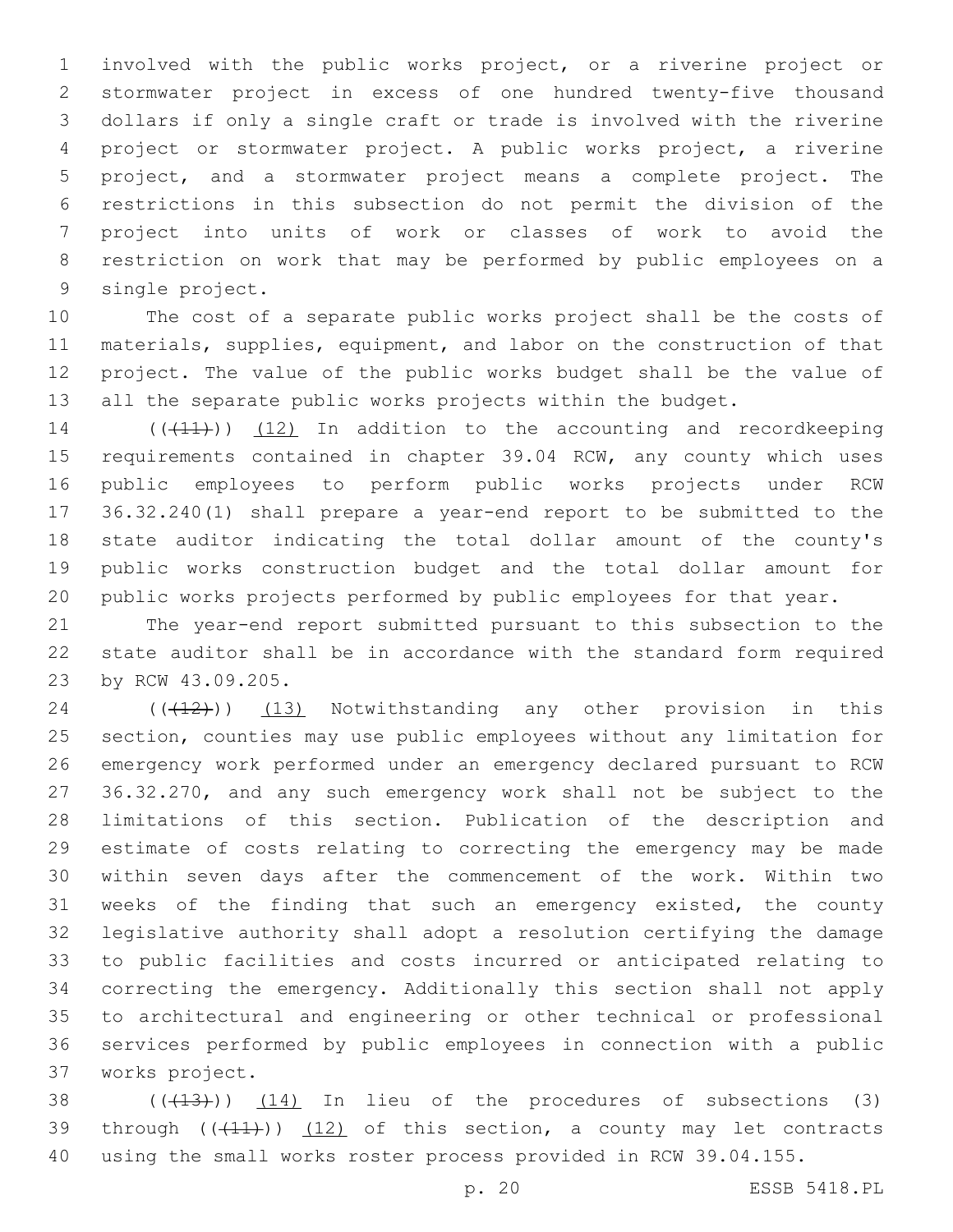involved with the public works project, or a riverine project or stormwater project in excess of one hundred twenty-five thousand dollars if only a single craft or trade is involved with the riverine project or stormwater project. A public works project, a riverine project, and a stormwater project means a complete project. The restrictions in this subsection do not permit the division of the project into units of work or classes of work to avoid the restriction on work that may be performed by public employees on a single project.

The cost of a separate public works project shall be the costs of materials, supplies, equipment, and labor on the construction of that project. The value of the public works budget shall be the value of all the separate public works projects within the budget.

((~~(11)~~)) (12) In addition to the accounting and recordkeeping requirements contained in chapter 39.04 RCW, any county which uses public employees to perform public works projects under RCW 36.32.240(1) shall prepare a year-end report to be submitted to the state auditor indicating the total dollar amount of the county's public works construction budget and the total dollar amount for public works projects performed by public employees for that year.

The year-end report submitted pursuant to this subsection to the state auditor shall be in accordance with the standard form required by RCW 43.09.205.

((~~(12)~~)) (13) Notwithstanding any other provision in this section, counties may use public employees without any limitation for emergency work performed under an emergency declared pursuant to RCW 36.32.270, and any such emergency work shall not be subject to the limitations of this section. Publication of the description and estimate of costs relating to correcting the emergency may be made within seven days after the commencement of the work. Within two weeks of the finding that such an emergency existed, the county legislative authority shall adopt a resolution certifying the damage to public facilities and costs incurred or anticipated relating to correcting the emergency. Additionally this section shall not apply to architectural and engineering or other technical or professional services performed by public employees in connection with a public works project.

((~~(13)~~)) (14) In lieu of the procedures of subsections (3) through ((~~(11)~~)) (12) of this section, a county may let contracts using the small works roster process provided in RCW 39.04.155.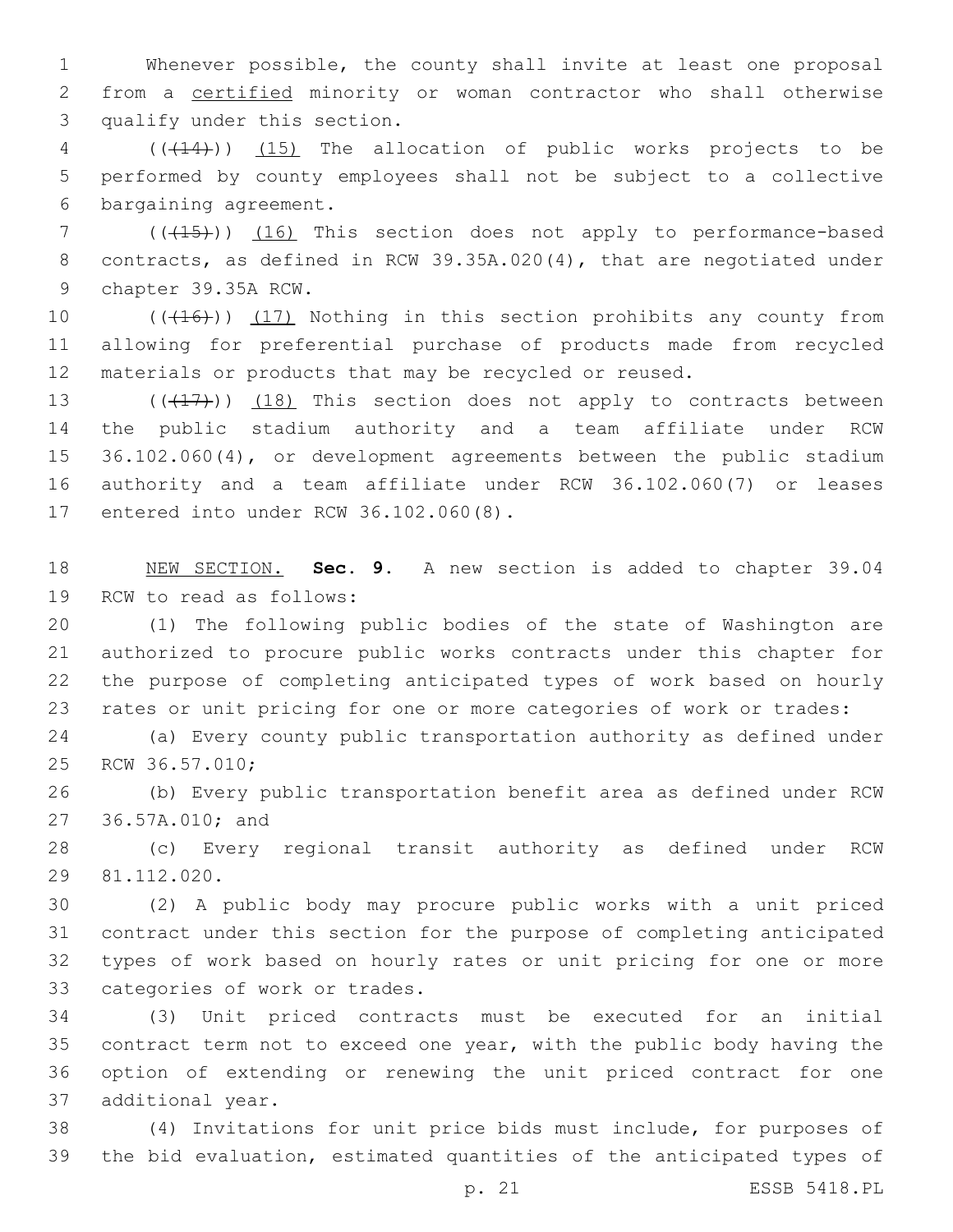Whenever possible, the county shall invite at least one proposal from a <u>certified</u> minority or woman contractor who shall otherwise qualify under this section.

(((14))) <u>(15)</u> The allocation of public works projects to be performed by county employees shall not be subject to a collective bargaining agreement.

(((15))) <u>(16)</u> This section does not apply to performance-based contracts, as defined in RCW 39.35A.020(4), that are negotiated under chapter 39.35A RCW.

(((16))) <u>(17)</u> Nothing in this section prohibits any county from allowing for preferential purchase of products made from recycled materials or products that may be recycled or reused.

(((17))) <u>(18)</u> This section does not apply to contracts between the public stadium authority and a team affiliate under RCW 36.102.060(4), or development agreements between the public stadium authority and a team affiliate under RCW 36.102.060(7) or leases entered into under RCW 36.102.060(8).

<u>NEW SECTION.</u> **Sec. 9.** A new section is added to chapter 39.04 RCW to read as follows:

(1) The following public bodies of the state of Washington are authorized to procure public works contracts under this chapter for the purpose of completing anticipated types of work based on hourly rates or unit pricing for one or more categories of work or trades:

(a) Every county public transportation authority as defined under RCW 36.57.010;

(b) Every public transportation benefit area as defined under RCW 36.57A.010; and

(c) Every regional transit authority as defined under RCW 81.112.020.

(2) A public body may procure public works with a unit priced contract under this section for the purpose of completing anticipated types of work based on hourly rates or unit pricing for one or more categories of work or trades.

(3) Unit priced contracts must be executed for an initial contract term not to exceed one year, with the public body having the option of extending or renewing the unit priced contract for one additional year.

(4) Invitations for unit price bids must include, for purposes of the bid evaluation, estimated quantities of the anticipated types of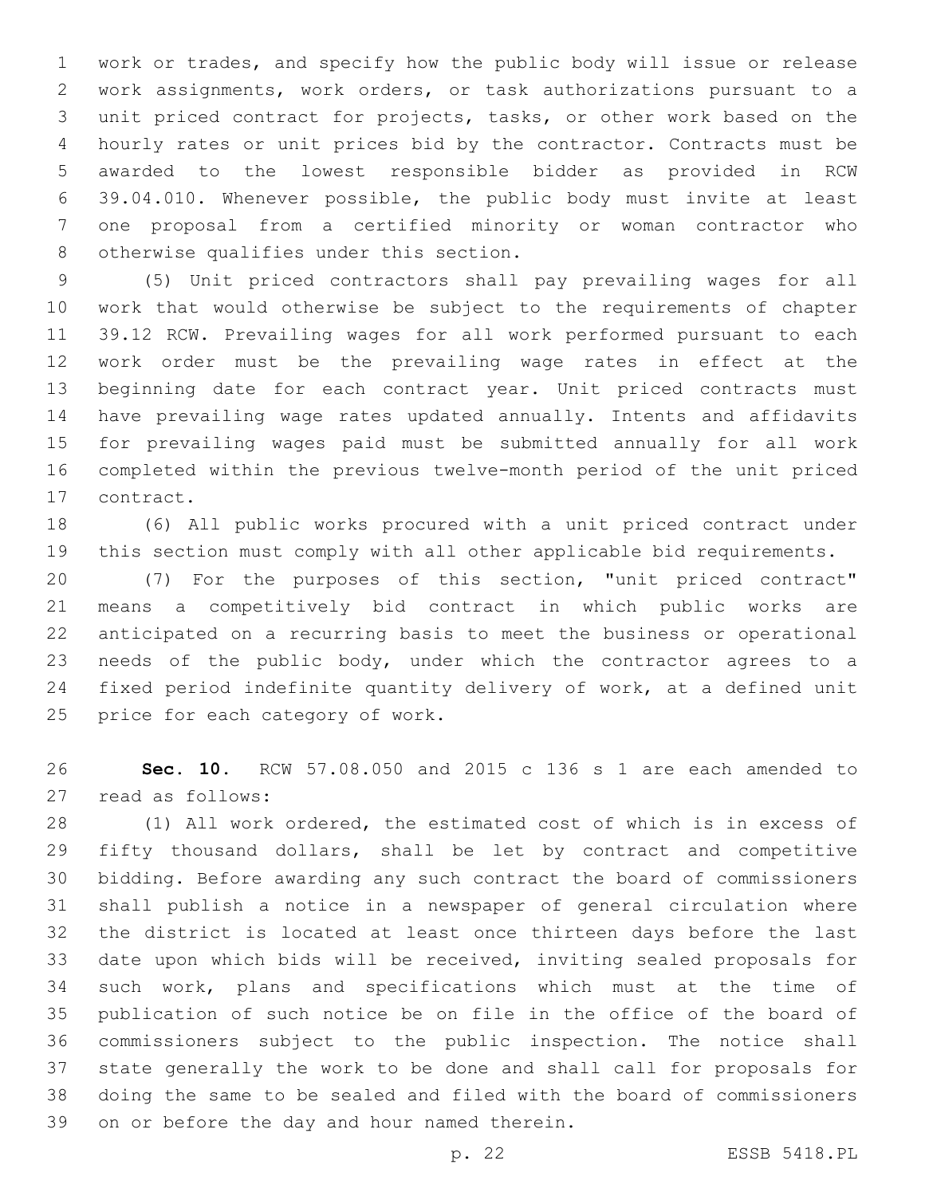work or trades, and specify how the public body will issue or release work assignments, work orders, or task authorizations pursuant to a unit priced contract for projects, tasks, or other work based on the hourly rates or unit prices bid by the contractor. Contracts must be awarded to the lowest responsible bidder as provided in RCW 39.04.010. Whenever possible, the public body must invite at least one proposal from a certified minority or woman contractor who otherwise qualifies under this section.

(5) Unit priced contractors shall pay prevailing wages for all work that would otherwise be subject to the requirements of chapter 39.12 RCW. Prevailing wages for all work performed pursuant to each work order must be the prevailing wage rates in effect at the beginning date for each contract year. Unit priced contracts must have prevailing wage rates updated annually. Intents and affidavits for prevailing wages paid must be submitted annually for all work completed within the previous twelve-month period of the unit priced contract.

(6) All public works procured with a unit priced contract under this section must comply with all other applicable bid requirements.

(7) For the purposes of this section, "unit priced contract" means a competitively bid contract in which public works are anticipated on a recurring basis to meet the business or operational needs of the public body, under which the contractor agrees to a fixed period indefinite quantity delivery of work, at a defined unit price for each category of work.

**Sec. 10.** RCW 57.08.050 and 2015 c 136 s 1 are each amended to read as follows:

(1) All work ordered, the estimated cost of which is in excess of fifty thousand dollars, shall be let by contract and competitive bidding. Before awarding any such contract the board of commissioners shall publish a notice in a newspaper of general circulation where the district is located at least once thirteen days before the last date upon which bids will be received, inviting sealed proposals for such work, plans and specifications which must at the time of publication of such notice be on file in the office of the board of commissioners subject to the public inspection. The notice shall state generally the work to be done and shall call for proposals for doing the same to be sealed and filed with the board of commissioners on or before the day and hour named therein.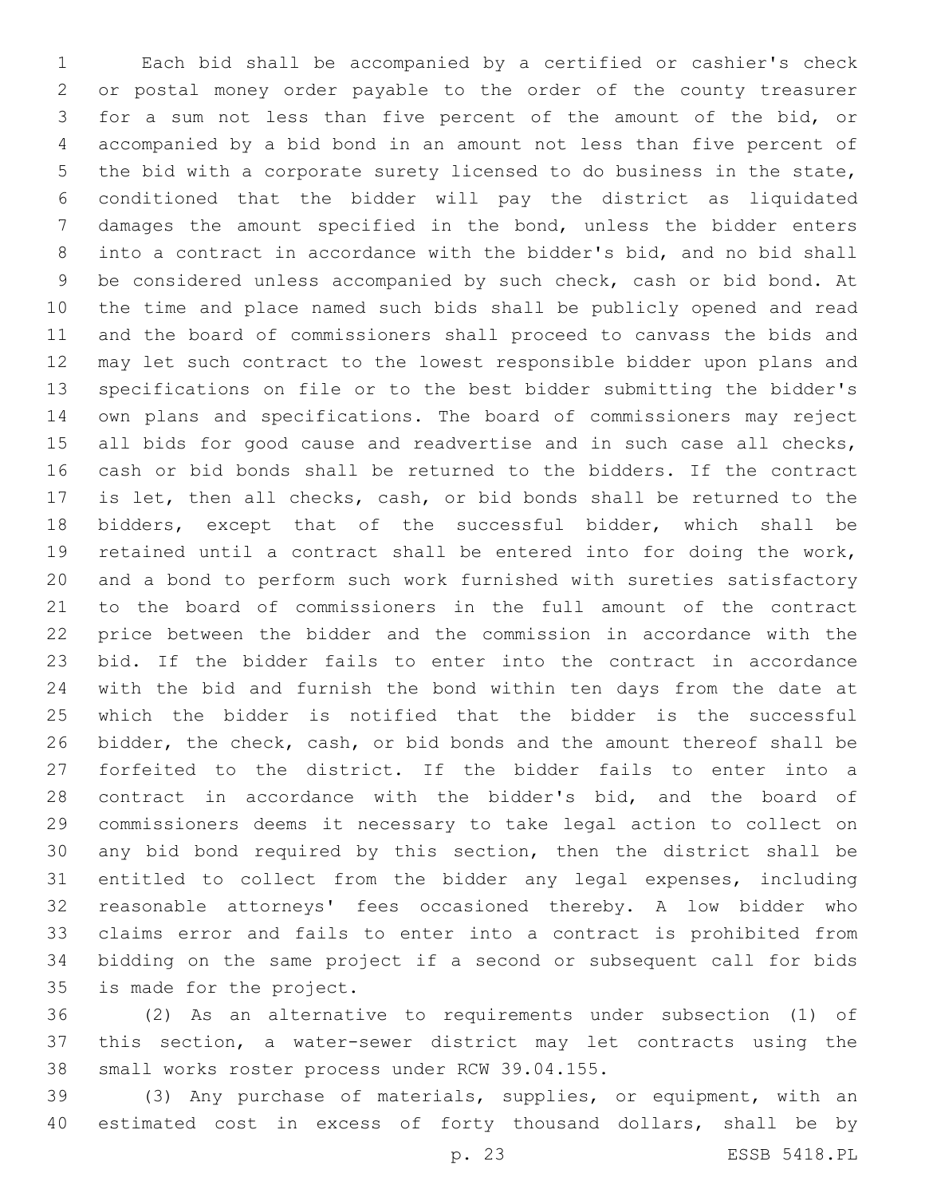Each bid shall be accompanied by a certified or cashier's check or postal money order payable to the order of the county treasurer for a sum not less than five percent of the amount of the bid, or accompanied by a bid bond in an amount not less than five percent of the bid with a corporate surety licensed to do business in the state, conditioned that the bidder will pay the district as liquidated damages the amount specified in the bond, unless the bidder enters into a contract in accordance with the bidder's bid, and no bid shall be considered unless accompanied by such check, cash or bid bond. At the time and place named such bids shall be publicly opened and read and the board of commissioners shall proceed to canvass the bids and may let such contract to the lowest responsible bidder upon plans and specifications on file or to the best bidder submitting the bidder's own plans and specifications. The board of commissioners may reject all bids for good cause and readvertise and in such case all checks, cash or bid bonds shall be returned to the bidders. If the contract is let, then all checks, cash, or bid bonds shall be returned to the bidders, except that of the successful bidder, which shall be retained until a contract shall be entered into for doing the work, and a bond to perform such work furnished with sureties satisfactory to the board of commissioners in the full amount of the contract price between the bidder and the commission in accordance with the bid. If the bidder fails to enter into the contract in accordance with the bid and furnish the bond within ten days from the date at which the bidder is notified that the bidder is the successful bidder, the check, cash, or bid bonds and the amount thereof shall be forfeited to the district. If the bidder fails to enter into a contract in accordance with the bidder's bid, and the board of commissioners deems it necessary to take legal action to collect on any bid bond required by this section, then the district shall be entitled to collect from the bidder any legal expenses, including reasonable attorneys' fees occasioned thereby. A low bidder who claims error and fails to enter into a contract is prohibited from bidding on the same project if a second or subsequent call for bids is made for the project.

(2) As an alternative to requirements under subsection (1) of this section, a water-sewer district may let contracts using the small works roster process under RCW 39.04.155.

(3) Any purchase of materials, supplies, or equipment, with an estimated cost in excess of forty thousand dollars, shall be by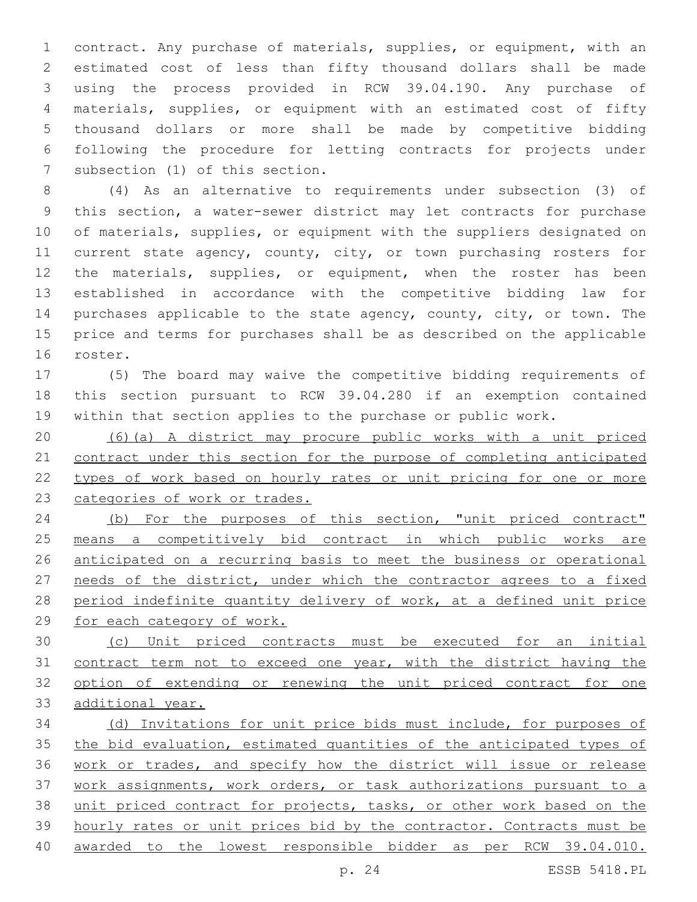contract. Any purchase of materials, supplies, or equipment, with an estimated cost of less than fifty thousand dollars shall be made using the process provided in RCW 39.04.190. Any purchase of materials, supplies, or equipment with an estimated cost of fifty thousand dollars or more shall be made by competitive bidding following the procedure for letting contracts for projects under subsection (1) of this section.

(4) As an alternative to requirements under subsection (3) of this section, a water-sewer district may let contracts for purchase of materials, supplies, or equipment with the suppliers designated on current state agency, county, city, or town purchasing rosters for the materials, supplies, or equipment, when the roster has been established in accordance with the competitive bidding law for purchases applicable to the state agency, county, city, or town. The price and terms for purchases shall be as described on the applicable roster.

(5) The board may waive the competitive bidding requirements of this section pursuant to RCW 39.04.280 if an exemption contained within that section applies to the purchase or public work.

<u>(6)(a) A district may procure public works with a unit priced contract under this section for the purpose of completing anticipated types of work based on hourly rates or unit pricing for one or more categories of work or trades.</u>

<u>(b) For the purposes of this section, "unit priced contract" means a competitively bid contract in which public works are anticipated on a recurring basis to meet the business or operational needs of the district, under which the contractor agrees to a fixed period indefinite quantity delivery of work, at a defined unit price for each category of work.</u>

<u>(c) Unit priced contracts must be executed for an initial contract term not to exceed one year, with the district having the option of extending or renewing the unit priced contract for one additional year.</u>

<u>(d) Invitations for unit price bids must include, for purposes of the bid evaluation, estimated quantities of the anticipated types of work or trades, and specify how the district will issue or release work assignments, work orders, or task authorizations pursuant to a unit priced contract for projects, tasks, or other work based on the hourly rates or unit prices bid by the contractor. Contracts must be awarded to the lowest responsible bidder as per RCW 39.04.010.</u>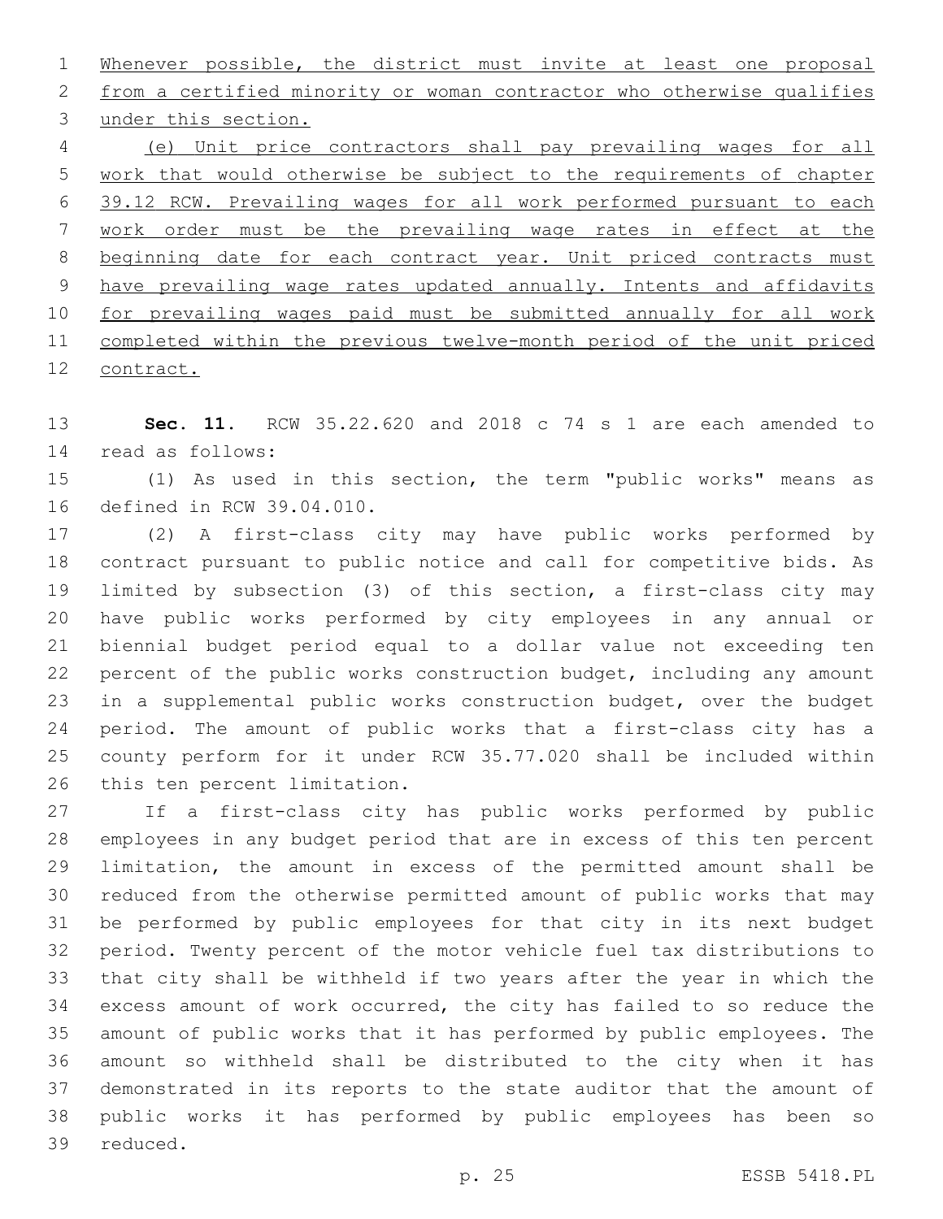Whenever possible, the district must invite at least one proposal from a certified minority or woman contractor who otherwise qualifies under this section.

(e) Unit price contractors shall pay prevailing wages for all work that would otherwise be subject to the requirements of chapter 39.12 RCW. Prevailing wages for all work performed pursuant to each work order must be the prevailing wage rates in effect at the beginning date for each contract year. Unit priced contracts must have prevailing wage rates updated annually. Intents and affidavits for prevailing wages paid must be submitted annually for all work completed within the previous twelve-month period of the unit priced contract.

**Sec. 11.** RCW 35.22.620 and 2018 c 74 s 1 are each amended to read as follows:

(1) As used in this section, the term "public works" means as defined in RCW 39.04.010.

(2) A first-class city may have public works performed by contract pursuant to public notice and call for competitive bids. As limited by subsection (3) of this section, a first-class city may have public works performed by city employees in any annual or biennial budget period equal to a dollar value not exceeding ten percent of the public works construction budget, including any amount in a supplemental public works construction budget, over the budget period. The amount of public works that a first-class city has a county perform for it under RCW 35.77.020 shall be included within this ten percent limitation.

If a first-class city has public works performed by public employees in any budget period that are in excess of this ten percent limitation, the amount in excess of the permitted amount shall be reduced from the otherwise permitted amount of public works that may be performed by public employees for that city in its next budget period. Twenty percent of the motor vehicle fuel tax distributions to that city shall be withheld if two years after the year in which the excess amount of work occurred, the city has failed to so reduce the amount of public works that it has performed by public employees. The amount so withheld shall be distributed to the city when it has demonstrated in its reports to the state auditor that the amount of public works it has performed by public employees has been so reduced.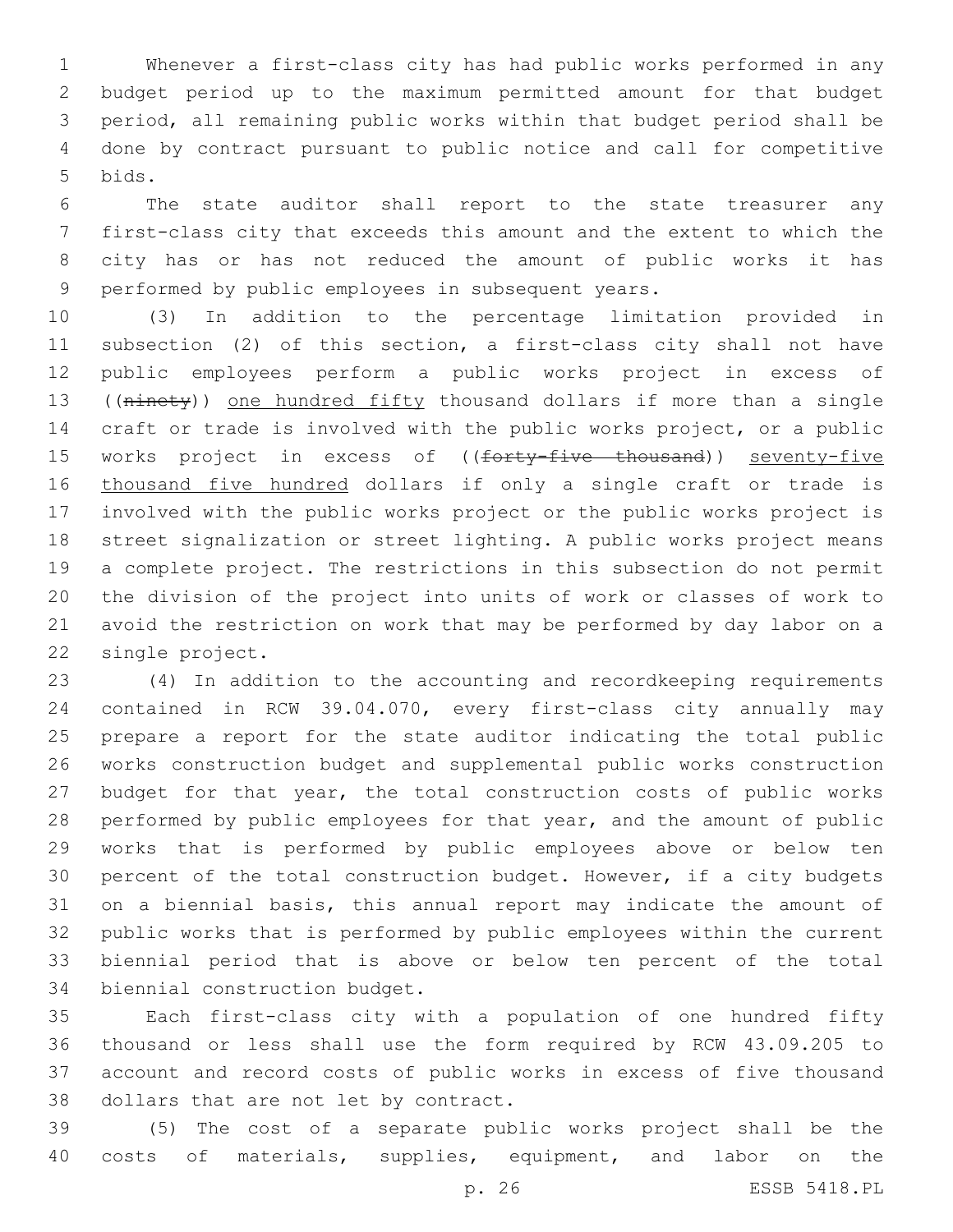Whenever a first-class city has had public works performed in any budget period up to the maximum permitted amount for that budget period, all remaining public works within that budget period shall be done by contract pursuant to public notice and call for competitive bids.

The state auditor shall report to the state treasurer any first-class city that exceeds this amount and the extent to which the city has or has not reduced the amount of public works it has performed by public employees in subsequent years.

(3) In addition to the percentage limitation provided in subsection (2) of this section, a first-class city shall not have public employees perform a public works project in excess of ((~~ninety~~)) <u>one hundred fifty</u> thousand dollars if more than a single craft or trade is involved with the public works project, or a public works project in excess of ((~~forty-five thousand~~)) <u>seventy-five thousand five hundred</u> dollars if only a single craft or trade is involved with the public works project or the public works project is street signalization or street lighting. A public works project means a complete project. The restrictions in this subsection do not permit the division of the project into units of work or classes of work to avoid the restriction on work that may be performed by day labor on a single project.

(4) In addition to the accounting and recordkeeping requirements contained in RCW 39.04.070, every first-class city annually may prepare a report for the state auditor indicating the total public works construction budget and supplemental public works construction budget for that year, the total construction costs of public works performed by public employees for that year, and the amount of public works that is performed by public employees above or below ten percent of the total construction budget. However, if a city budgets on a biennial basis, this annual report may indicate the amount of public works that is performed by public employees within the current biennial period that is above or below ten percent of the total biennial construction budget.

Each first-class city with a population of one hundred fifty thousand or less shall use the form required by RCW 43.09.205 to account and record costs of public works in excess of five thousand dollars that are not let by contract.

(5) The cost of a separate public works project shall be the costs of materials, supplies, equipment, and labor on the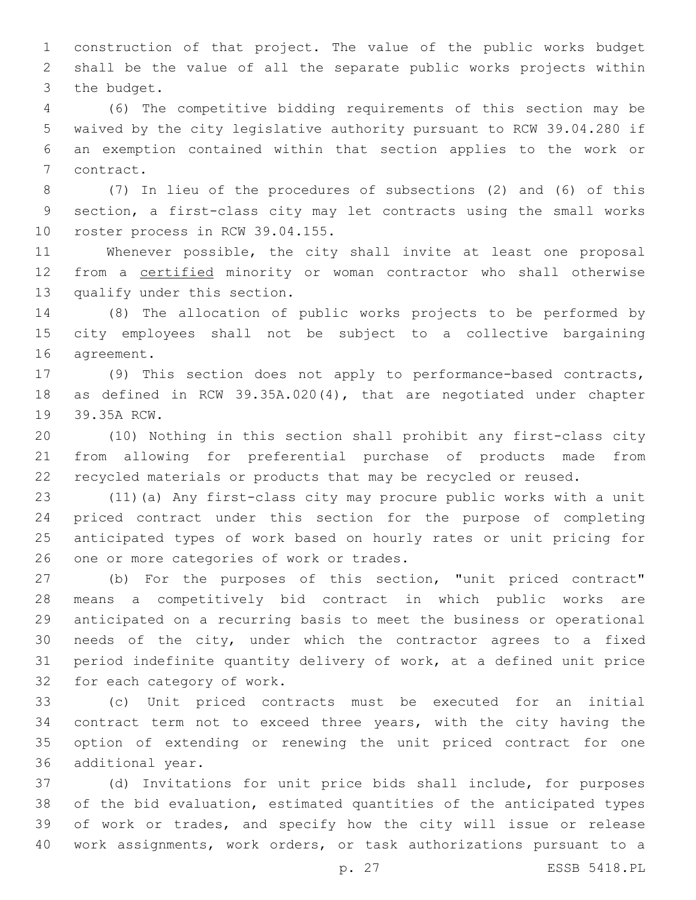construction of that project. The value of the public works budget shall be the value of all the separate public works projects within the budget.

(6) The competitive bidding requirements of this section may be waived by the city legislative authority pursuant to RCW 39.04.280 if an exemption contained within that section applies to the work or contract.

(7) In lieu of the procedures of subsections (2) and (6) of this section, a first-class city may let contracts using the small works roster process in RCW 39.04.155.

Whenever possible, the city shall invite at least one proposal from a <u>certified</u> minority or woman contractor who shall otherwise qualify under this section.

(8) The allocation of public works projects to be performed by city employees shall not be subject to a collective bargaining agreement.

(9) This section does not apply to performance-based contracts, as defined in RCW 39.35A.020(4), that are negotiated under chapter 39.35A RCW.

(10) Nothing in this section shall prohibit any first-class city from allowing for preferential purchase of products made from recycled materials or products that may be recycled or reused.

(11)(a) Any first-class city may procure public works with a unit priced contract under this section for the purpose of completing anticipated types of work based on hourly rates or unit pricing for one or more categories of work or trades.

(b) For the purposes of this section, "unit priced contract" means a competitively bid contract in which public works are anticipated on a recurring basis to meet the business or operational needs of the city, under which the contractor agrees to a fixed period indefinite quantity delivery of work, at a defined unit price for each category of work.

(c) Unit priced contracts must be executed for an initial contract term not to exceed three years, with the city having the option of extending or renewing the unit priced contract for one additional year.

(d) Invitations for unit price bids shall include, for purposes of the bid evaluation, estimated quantities of the anticipated types of work or trades, and specify how the city will issue or release work assignments, work orders, or task authorizations pursuant to a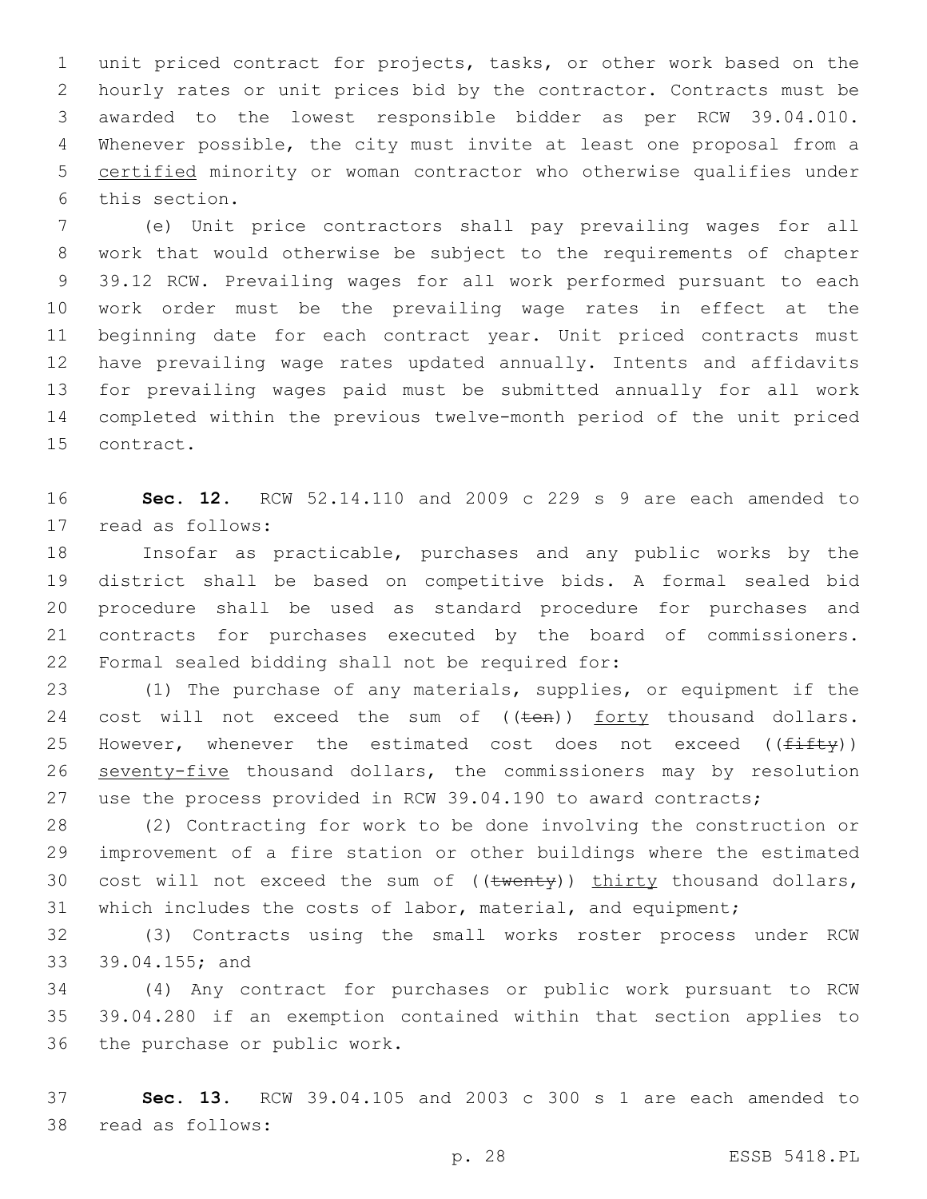unit priced contract for projects, tasks, or other work based on the hourly rates or unit prices bid by the contractor. Contracts must be awarded to the lowest responsible bidder as per RCW 39.04.010. Whenever possible, the city must invite at least one proposal from a certified minority or woman contractor who otherwise qualifies under this section.

(e) Unit price contractors shall pay prevailing wages for all work that would otherwise be subject to the requirements of chapter 39.12 RCW. Prevailing wages for all work performed pursuant to each work order must be the prevailing wage rates in effect at the beginning date for each contract year. Unit priced contracts must have prevailing wage rates updated annually. Intents and affidavits for prevailing wages paid must be submitted annually for all work completed within the previous twelve-month period of the unit priced contract.

**Sec. 12.** RCW 52.14.110 and 2009 c 229 s 9 are each amended to read as follows:

Insofar as practicable, purchases and any public works by the district shall be based on competitive bids. A formal sealed bid procedure shall be used as standard procedure for purchases and contracts for purchases executed by the board of commissioners. Formal sealed bidding shall not be required for:

(1) The purchase of any materials, supplies, or equipment if the cost will not exceed the sum of ((~~ten~~)) forty thousand dollars. However, whenever the estimated cost does not exceed ((~~fifty~~)) seventy-five thousand dollars, the commissioners may by resolution use the process provided in RCW 39.04.190 to award contracts;

(2) Contracting for work to be done involving the construction or improvement of a fire station or other buildings where the estimated cost will not exceed the sum of ((~~twenty~~)) thirty thousand dollars, which includes the costs of labor, material, and equipment;

(3) Contracts using the small works roster process under RCW 39.04.155; and

(4) Any contract for purchases or public work pursuant to RCW 39.04.280 if an exemption contained within that section applies to the purchase or public work.

**Sec. 13.** RCW 39.04.105 and 2003 c 300 s 1 are each amended to read as follows: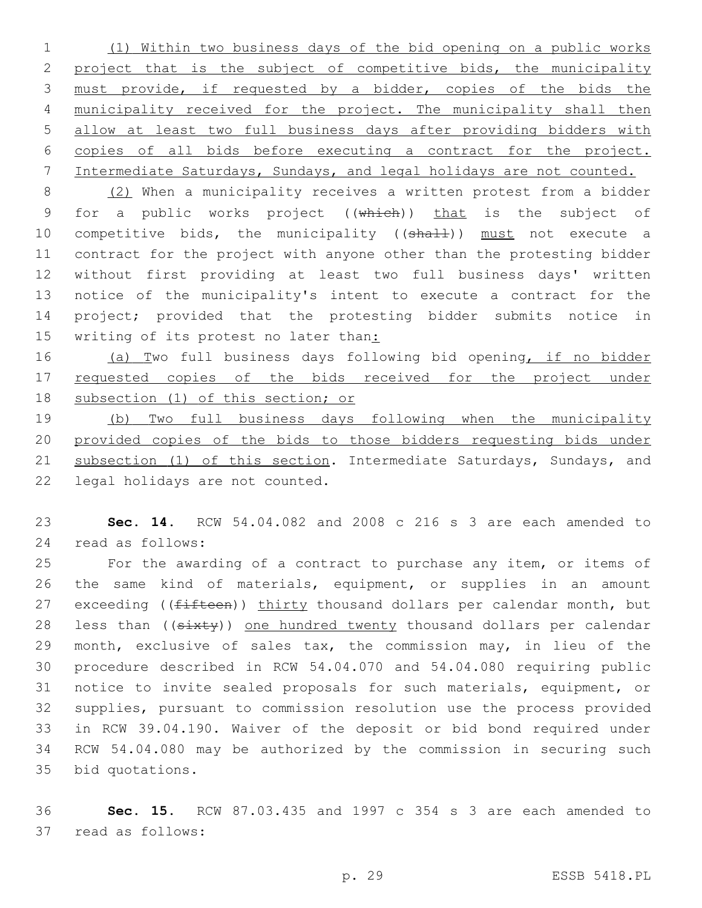(1) Within two business days of the bid opening on a public works project that is the subject of competitive bids, the municipality must provide, if requested by a bidder, copies of the bids the municipality received for the project. The municipality shall then allow at least two full business days after providing bidders with copies of all bids before executing a contract for the project. Intermediate Saturdays, Sundays, and legal holidays are not counted.

(2) When a municipality receives a written protest from a bidder for a public works project ((which)) that is the subject of competitive bids, the municipality ((shall)) must not execute a contract for the project with anyone other than the protesting bidder without first providing at least two full business days' written notice of the municipality's intent to execute a contract for the project; provided that the protesting bidder submits notice in writing of its protest no later than:

(a) Two full business days following bid opening, if no bidder requested copies of the bids received for the project under subsection (1) of this section; or

(b) Two full business days following when the municipality provided copies of the bids to those bidders requesting bids under subsection (1) of this section. Intermediate Saturdays, Sundays, and legal holidays are not counted.

**Sec. 14.** RCW 54.04.082 and 2008 c 216 s 3 are each amended to read as follows:

For the awarding of a contract to purchase any item, or items of the same kind of materials, equipment, or supplies in an amount exceeding ((fifteen)) thirty thousand dollars per calendar month, but less than ((sixty)) one hundred twenty thousand dollars per calendar month, exclusive of sales tax, the commission may, in lieu of the procedure described in RCW 54.04.070 and 54.04.080 requiring public notice to invite sealed proposals for such materials, equipment, or supplies, pursuant to commission resolution use the process provided in RCW 39.04.190. Waiver of the deposit or bid bond required under RCW 54.04.080 may be authorized by the commission in securing such bid quotations.

**Sec. 15.** RCW 87.03.435 and 1997 c 354 s 3 are each amended to read as follows: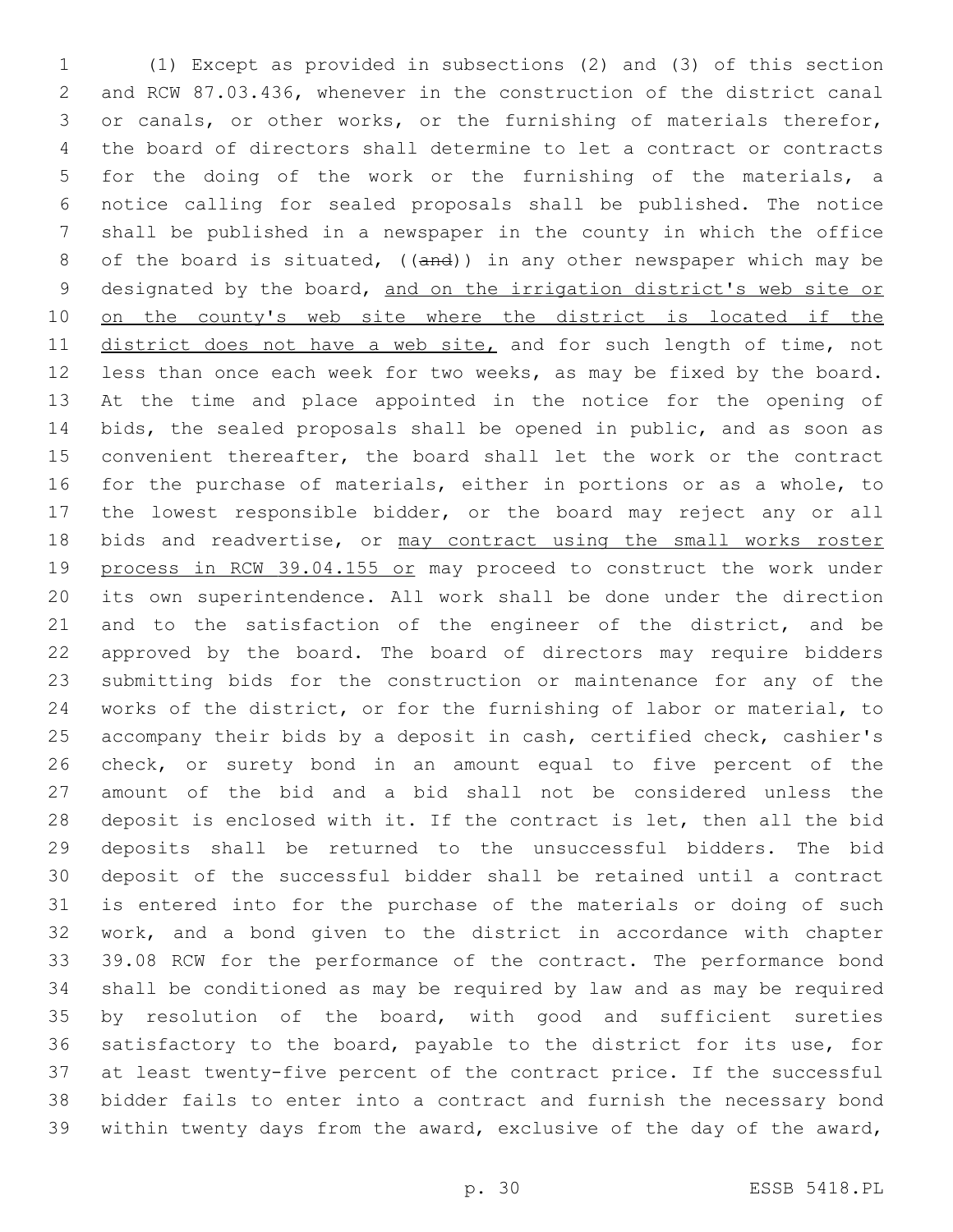(1) Except as provided in subsections (2) and (3) of this section and RCW 87.03.436, whenever in the construction of the district canal or canals, or other works, or the furnishing of materials therefor, the board of directors shall determine to let a contract or contracts for the doing of the work or the furnishing of the materials, a notice calling for sealed proposals shall be published. The notice shall be published in a newspaper in the county in which the office of the board is situated, ((~~and~~)) in any other newspaper which may be designated by the board, <u>and on the irrigation district's web site or on the county's web site where the district is located if the district does not have a web site,</u> and for such length of time, not less than once each week for two weeks, as may be fixed by the board. At the time and place appointed in the notice for the opening of bids, the sealed proposals shall be opened in public, and as soon as convenient thereafter, the board shall let the work or the contract for the purchase of materials, either in portions or as a whole, to the lowest responsible bidder, or the board may reject any or all bids and readvertise, or <u>may contract using the small works roster process in RCW 39.04.155 or</u> may proceed to construct the work under its own superintendence. All work shall be done under the direction and to the satisfaction of the engineer of the district, and be approved by the board. The board of directors may require bidders submitting bids for the construction or maintenance for any of the works of the district, or for the furnishing of labor or material, to accompany their bids by a deposit in cash, certified check, cashier's check, or surety bond in an amount equal to five percent of the amount of the bid and a bid shall not be considered unless the deposit is enclosed with it. If the contract is let, then all the bid deposits shall be returned to the unsuccessful bidders. The bid deposit of the successful bidder shall be retained until a contract is entered into for the purchase of the materials or doing of such work, and a bond given to the district in accordance with chapter 39.08 RCW for the performance of the contract. The performance bond shall be conditioned as may be required by law and as may be required by resolution of the board, with good and sufficient sureties satisfactory to the board, payable to the district for its use, for at least twenty-five percent of the contract price. If the successful bidder fails to enter into a contract and furnish the necessary bond within twenty days from the award, exclusive of the day of the award,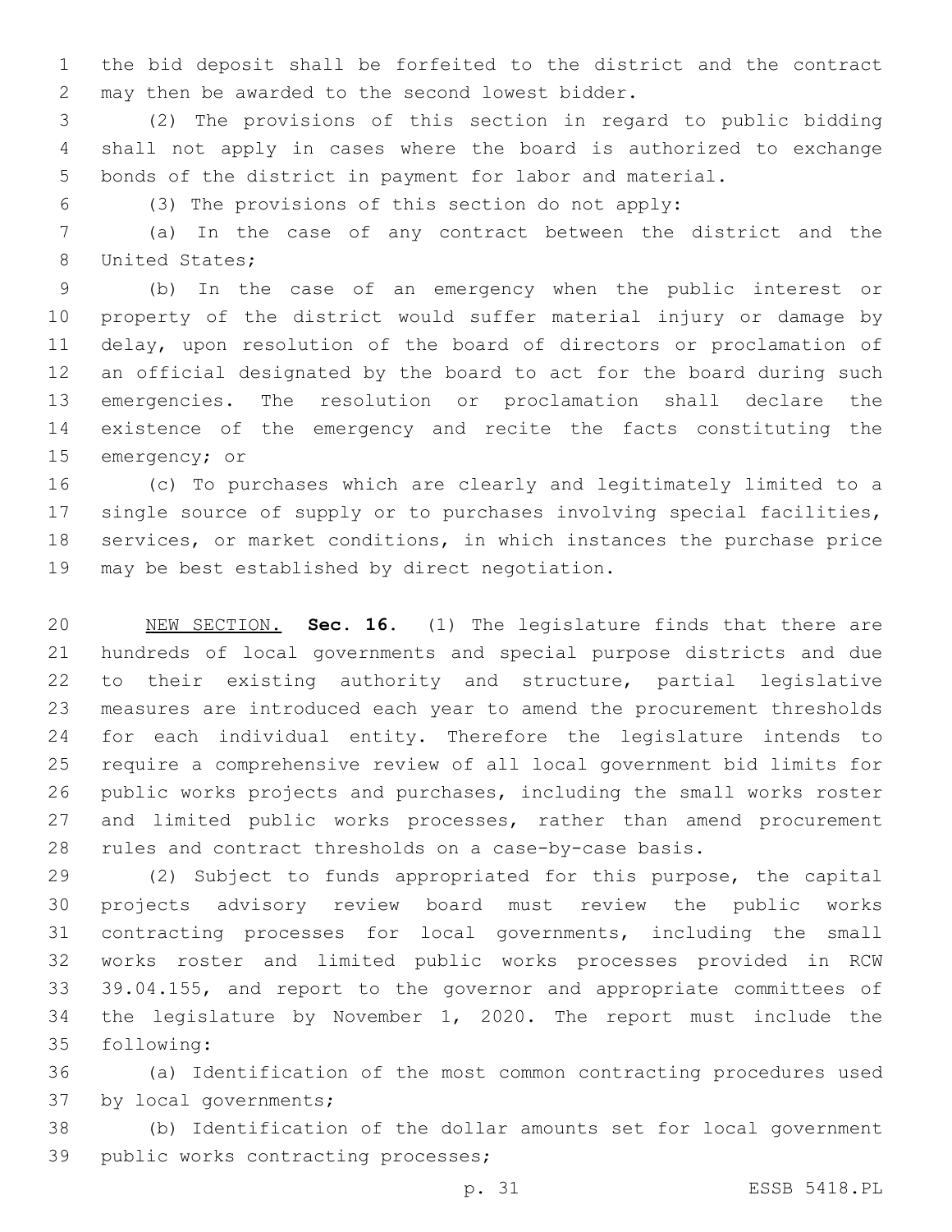the bid deposit shall be forfeited to the district and the contract may then be awarded to the second lowest bidder.

(2) The provisions of this section in regard to public bidding shall not apply in cases where the board is authorized to exchange bonds of the district in payment for labor and material.

(3) The provisions of this section do not apply:

(a) In the case of any contract between the district and the United States;

(b) In the case of an emergency when the public interest or property of the district would suffer material injury or damage by delay, upon resolution of the board of directors or proclamation of an official designated by the board to act for the board during such emergencies. The resolution or proclamation shall declare the existence of the emergency and recite the facts constituting the emergency; or

(c) To purchases which are clearly and legitimately limited to a single source of supply or to purchases involving special facilities, services, or market conditions, in which instances the purchase price may be best established by direct negotiation.

NEW SECTION. **Sec. 16.** (1) The legislature finds that there are hundreds of local governments and special purpose districts and due to their existing authority and structure, partial legislative measures are introduced each year to amend the procurement thresholds for each individual entity. Therefore the legislature intends to require a comprehensive review of all local government bid limits for public works projects and purchases, including the small works roster and limited public works processes, rather than amend procurement rules and contract thresholds on a case-by-case basis.

(2) Subject to funds appropriated for this purpose, the capital projects advisory review board must review the public works contracting processes for local governments, including the small works roster and limited public works processes provided in RCW 39.04.155, and report to the governor and appropriate committees of the legislature by November 1, 2020. The report must include the following:

(a) Identification of the most common contracting procedures used by local governments;

(b) Identification of the dollar amounts set for local government public works contracting processes;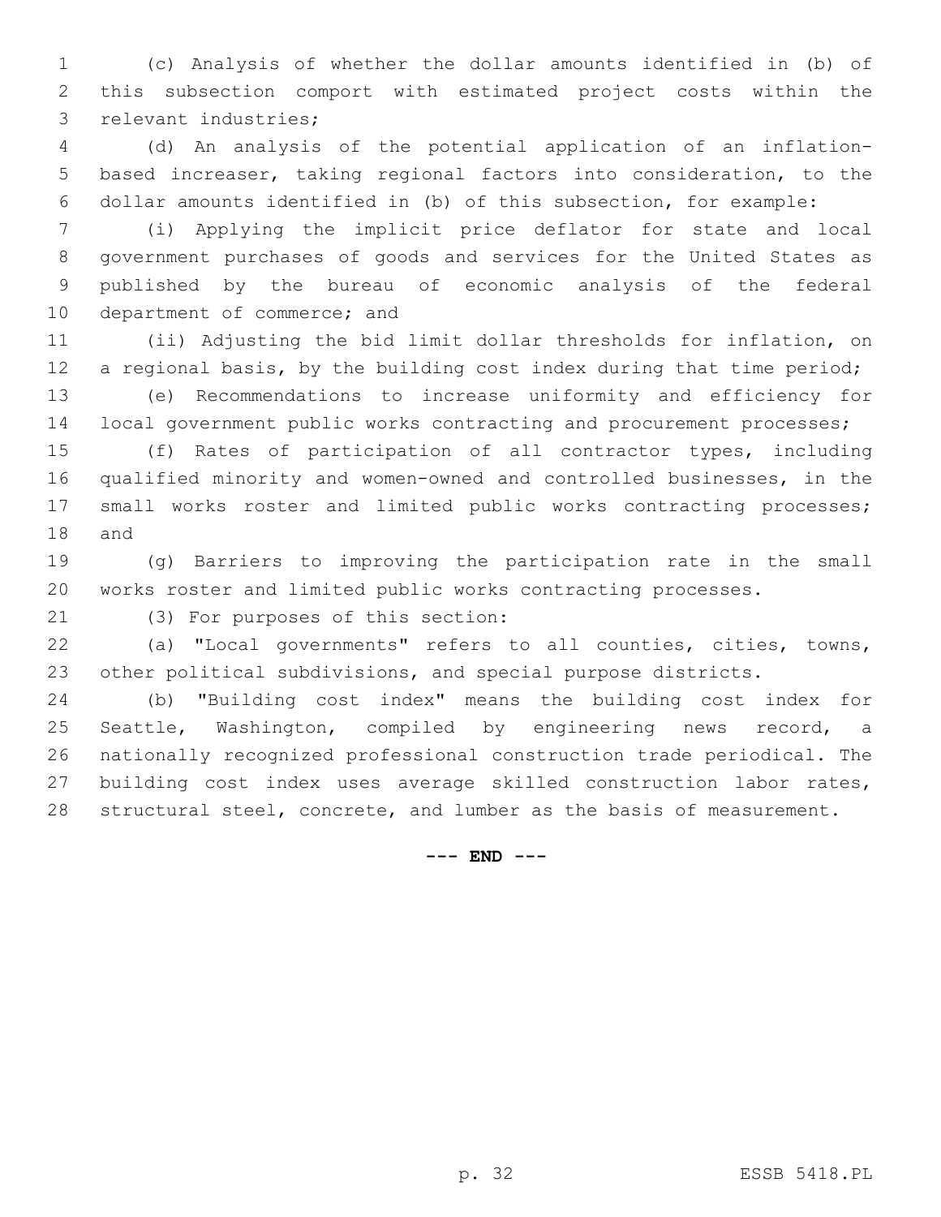(c) Analysis of whether the dollar amounts identified in (b) of this subsection comport with estimated project costs within the relevant industries;

(d) An analysis of the potential application of an inflation-based increaser, taking regional factors into consideration, to the dollar amounts identified in (b) of this subsection, for example:

(i) Applying the implicit price deflator for state and local government purchases of goods and services for the United States as published by the bureau of economic analysis of the federal department of commerce; and

(ii) Adjusting the bid limit dollar thresholds for inflation, on a regional basis, by the building cost index during that time period;

(e) Recommendations to increase uniformity and efficiency for local government public works contracting and procurement processes;

(f) Rates of participation of all contractor types, including qualified minority and women-owned and controlled businesses, in the small works roster and limited public works contracting processes; and

(g) Barriers to improving the participation rate in the small works roster and limited public works contracting processes.

(3) For purposes of this section:

(a) "Local governments" refers to all counties, cities, towns, other political subdivisions, and special purpose districts.

(b) "Building cost index" means the building cost index for Seattle, Washington, compiled by engineering news record, a nationally recognized professional construction trade periodical. The building cost index uses average skilled construction labor rates, structural steel, concrete, and lumber as the basis of measurement.

**--- END ---**